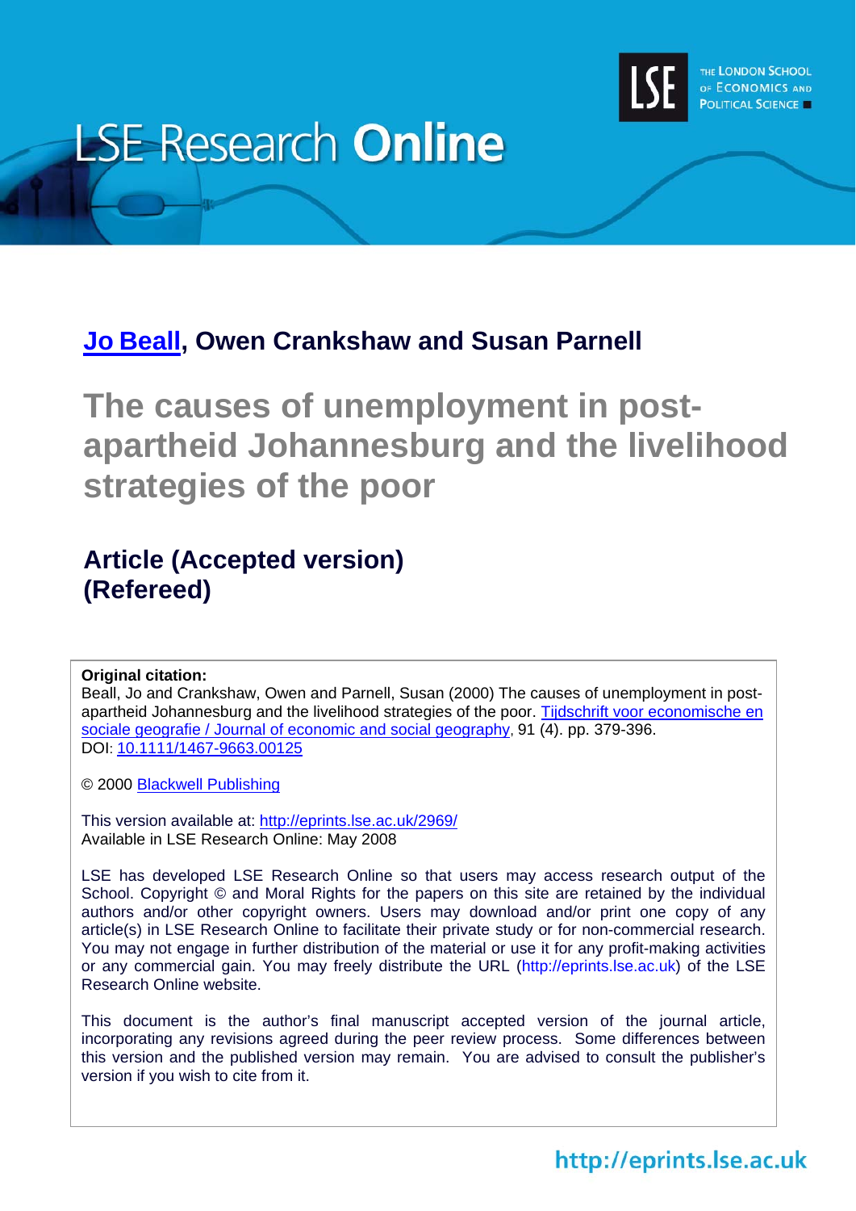LSE Research **Online**

THE LONDON SCHOOL OF ECONOMICS AND POLITICAL SCIENCE

**Jo Beall, Owen Crankshaw and Susan Parnell**

# The causes of unemployment in post-apartheid Johannesburg and the livelihood strategies of the poor

## Article (Accepted version) (Refereed)

**Original citation:**
Beall, Jo and Crankshaw, Owen and Parnell, Susan (2000) The causes of unemployment in post-apartheid Johannesburg and the livelihood strategies of the poor. Tijdschrift voor economische en sociale geografie / Journal of economic and social geography, 91 (4). pp. 379-396.
DOI: 10.1111/1467-9663.00125

© 2000 Blackwell Publishing

This version available at: http://eprints.lse.ac.uk/2969/
Available in LSE Research Online: May 2008

LSE has developed LSE Research Online so that users may access research output of the School. Copyright © and Moral Rights for the papers on this site are retained by the individual authors and/or other copyright owners. Users may download and/or print one copy of any article(s) in LSE Research Online to facilitate their private study or for non-commercial research. You may not engage in further distribution of the material or use it for any profit-making activities or any commercial gain. You may freely distribute the URL (http://eprints.lse.ac.uk) of the LSE Research Online website.

This document is the author's final manuscript accepted version of the journal article, incorporating any revisions agreed during the peer review process. Some differences between this version and the published version may remain. You are advised to consult the publisher's version if you wish to cite from it.

http://eprints.lse.ac.uk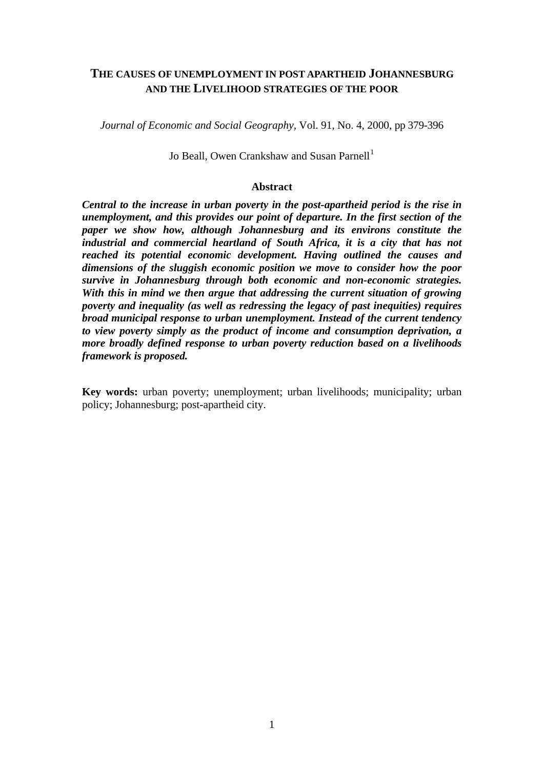# THE CAUSES OF UNEMPLOYMENT IN POST APARTHEID JOHANNESBURG AND THE LIVELIHOOD STRATEGIES OF THE POOR

*Journal of Economic and Social Geography*, Vol. 91, No. 4, 2000, pp 379-396

Jo Beall, Owen Crankshaw and Susan Parnell[1]

## Abstract

***Central to the increase in urban poverty in the post-apartheid period is the rise in unemployment, and this provides our point of departure. In the first section of the paper we show how, although Johannesburg and its environs constitute the industrial and commercial heartland of South Africa, it is a city that has not reached its potential economic development. Having outlined the causes and dimensions of the sluggish economic position we move to consider how the poor survive in Johannesburg through both economic and non-economic strategies. With this in mind we then argue that addressing the current situation of growing poverty and inequality (as well as redressing the legacy of past inequities) requires broad municipal response to urban unemployment. Instead of the current tendency to view poverty simply as the product of income and consumption deprivation, a more broadly defined response to urban poverty reduction based on a livelihoods framework is proposed.***

**Key words:** urban poverty; unemployment; urban livelihoods; municipality; urban policy; Johannesburg; post-apartheid city.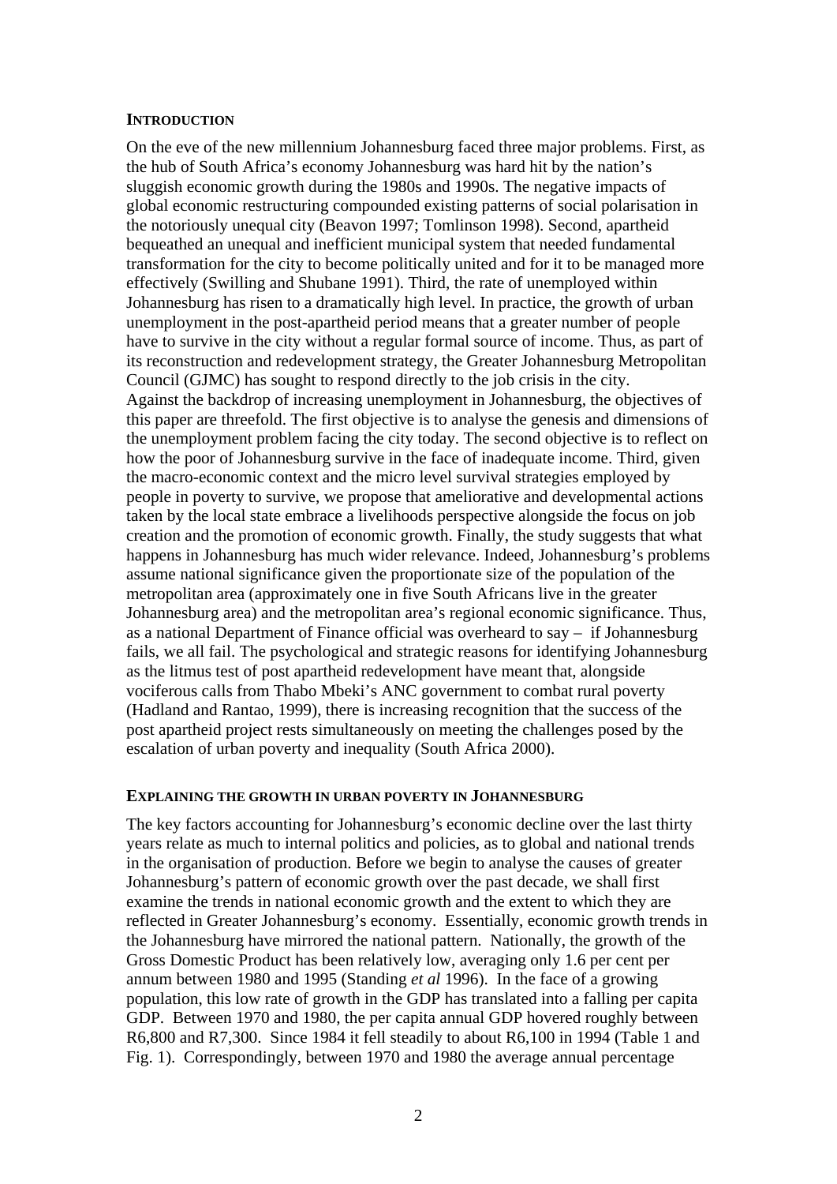## INTRODUCTION

On the eve of the new millennium Johannesburg faced three major problems. First, as the hub of South Africa's economy Johannesburg was hard hit by the nation's sluggish economic growth during the 1980s and 1990s. The negative impacts of global economic restructuring compounded existing patterns of social polarisation in the notoriously unequal city (Beavon 1997; Tomlinson 1998). Second, apartheid bequeathed an unequal and inefficient municipal system that needed fundamental transformation for the city to become politically united and for it to be managed more effectively (Swilling and Shubane 1991). Third, the rate of unemployed within Johannesburg has risen to a dramatically high level. In practice, the growth of urban unemployment in the post-apartheid period means that a greater number of people have to survive in the city without a regular formal source of income. Thus, as part of its reconstruction and redevelopment strategy, the Greater Johannesburg Metropolitan Council (GJMC) has sought to respond directly to the job crisis in the city.
Against the backdrop of increasing unemployment in Johannesburg, the objectives of this paper are threefold. The first objective is to analyse the genesis and dimensions of the unemployment problem facing the city today. The second objective is to reflect on how the poor of Johannesburg survive in the face of inadequate income. Third, given the macro-economic context and the micro level survival strategies employed by people in poverty to survive, we propose that ameliorative and developmental actions taken by the local state embrace a livelihoods perspective alongside the focus on job creation and the promotion of economic growth. Finally, the study suggests that what happens in Johannesburg has much wider relevance. Indeed, Johannesburg's problems assume national significance given the proportionate size of the population of the metropolitan area (approximately one in five South Africans live in the greater Johannesburg area) and the metropolitan area's regional economic significance. Thus, as a national Department of Finance official was overheard to say – if Johannesburg fails, we all fail. The psychological and strategic reasons for identifying Johannesburg as the litmus test of post apartheid redevelopment have meant that, alongside vociferous calls from Thabo Mbeki's ANC government to combat rural poverty (Hadland and Rantao, 1999), there is increasing recognition that the success of the post apartheid project rests simultaneously on meeting the challenges posed by the escalation of urban poverty and inequality (South Africa 2000).

## EXPLAINING THE GROWTH IN URBAN POVERTY IN JOHANNESBURG

The key factors accounting for Johannesburg's economic decline over the last thirty years relate as much to internal politics and policies, as to global and national trends in the organisation of production. Before we begin to analyse the causes of greater Johannesburg's pattern of economic growth over the past decade, we shall first examine the trends in national economic growth and the extent to which they are reflected in Greater Johannesburg's economy. Essentially, economic growth trends in the Johannesburg have mirrored the national pattern. Nationally, the growth of the Gross Domestic Product has been relatively low, averaging only 1.6 per cent per annum between 1980 and 1995 (Standing *et al* 1996). In the face of a growing population, this low rate of growth in the GDP has translated into a falling per capita GDP. Between 1970 and 1980, the per capita annual GDP hovered roughly between R6,800 and R7,300. Since 1984 it fell steadily to about R6,100 in 1994 (Table 1 and Fig. 1). Correspondingly, between 1970 and 1980 the average annual percentage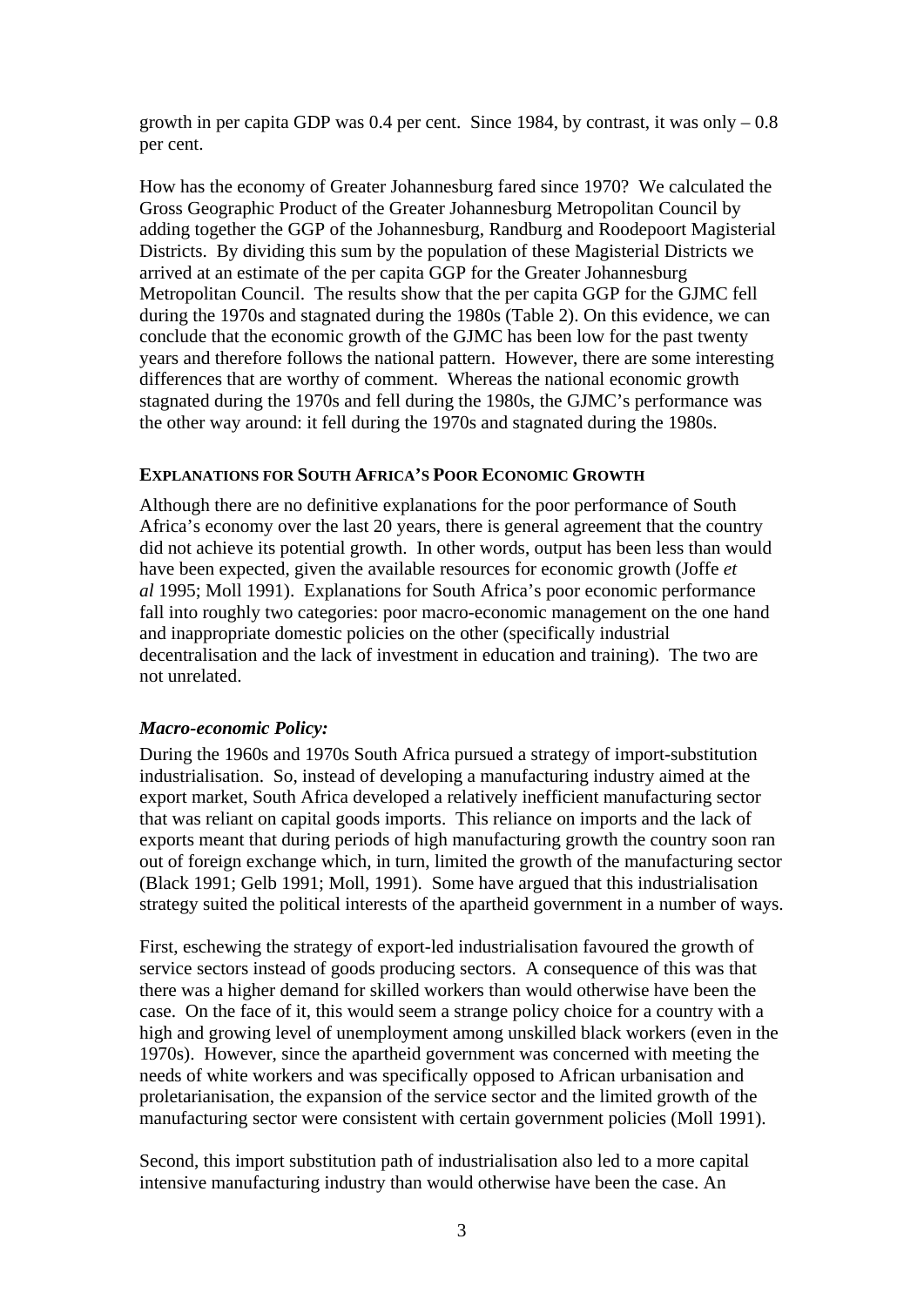growth in per capita GDP was 0.4 per cent. Since 1984, by contrast, it was only – 0.8 per cent.

How has the economy of Greater Johannesburg fared since 1970? We calculated the Gross Geographic Product of the Greater Johannesburg Metropolitan Council by adding together the GGP of the Johannesburg, Randburg and Roodepoort Magisterial Districts. By dividing this sum by the population of these Magisterial Districts we arrived at an estimate of the per capita GGP for the Greater Johannesburg Metropolitan Council. The results show that the per capita GGP for the GJMC fell during the 1970s and stagnated during the 1980s (Table 2). On this evidence, we can conclude that the economic growth of the GJMC has been low for the past twenty years and therefore follows the national pattern. However, there are some interesting differences that are worthy of comment. Whereas the national economic growth stagnated during the 1970s and fell during the 1980s, the GJMC's performance was the other way around: it fell during the 1970s and stagnated during the 1980s.

## EXPLANATIONS FOR SOUTH AFRICA'S POOR ECONOMIC GROWTH

Although there are no definitive explanations for the poor performance of South Africa's economy over the last 20 years, there is general agreement that the country did not achieve its potential growth. In other words, output has been less than would have been expected, given the available resources for economic growth (Joffe *et al* 1995; Moll 1991). Explanations for South Africa's poor economic performance fall into roughly two categories: poor macro-economic management on the one hand and inappropriate domestic policies on the other (specifically industrial decentralisation and the lack of investment in education and training). The two are not unrelated.

### *Macro-economic Policy:*

During the 1960s and 1970s South Africa pursued a strategy of import-substitution industrialisation. So, instead of developing a manufacturing industry aimed at the export market, South Africa developed a relatively inefficient manufacturing sector that was reliant on capital goods imports. This reliance on imports and the lack of exports meant that during periods of high manufacturing growth the country soon ran out of foreign exchange which, in turn, limited the growth of the manufacturing sector (Black 1991; Gelb 1991; Moll, 1991). Some have argued that this industrialisation strategy suited the political interests of the apartheid government in a number of ways.

First, eschewing the strategy of export-led industrialisation favoured the growth of service sectors instead of goods producing sectors. A consequence of this was that there was a higher demand for skilled workers than would otherwise have been the case. On the face of it, this would seem a strange policy choice for a country with a high and growing level of unemployment among unskilled black workers (even in the 1970s). However, since the apartheid government was concerned with meeting the needs of white workers and was specifically opposed to African urbanisation and proletarianisation, the expansion of the service sector and the limited growth of the manufacturing sector were consistent with certain government policies (Moll 1991).

Second, this import substitution path of industrialisation also led to a more capital intensive manufacturing industry than would otherwise have been the case. An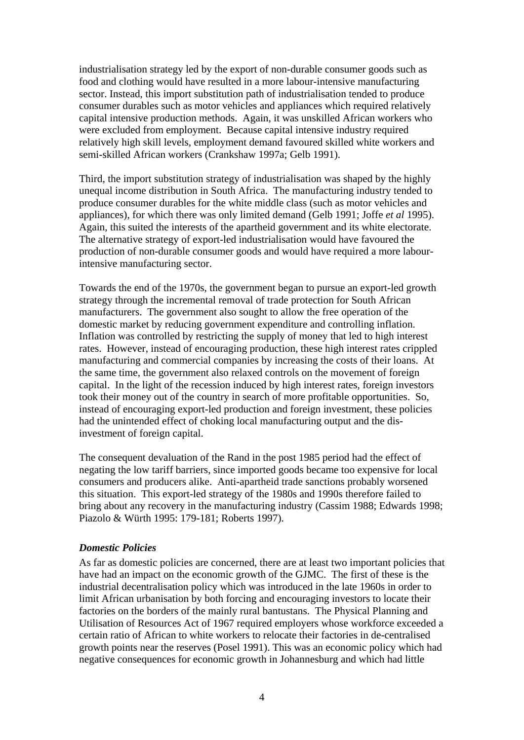industrialisation strategy led by the export of non-durable consumer goods such as food and clothing would have resulted in a more labour-intensive manufacturing sector. Instead, this import substitution path of industrialisation tended to produce consumer durables such as motor vehicles and appliances which required relatively capital intensive production methods. Again, it was unskilled African workers who were excluded from employment. Because capital intensive industry required relatively high skill levels, employment demand favoured skilled white workers and semi-skilled African workers (Crankshaw 1997a; Gelb 1991).

Third, the import substitution strategy of industrialisation was shaped by the highly unequal income distribution in South Africa. The manufacturing industry tended to produce consumer durables for the white middle class (such as motor vehicles and appliances), for which there was only limited demand (Gelb 1991; Joffe *et al* 1995). Again, this suited the interests of the apartheid government and its white electorate. The alternative strategy of export-led industrialisation would have favoured the production of non-durable consumer goods and would have required a more labour-intensive manufacturing sector.

Towards the end of the 1970s, the government began to pursue an export-led growth strategy through the incremental removal of trade protection for South African manufacturers. The government also sought to allow the free operation of the domestic market by reducing government expenditure and controlling inflation. Inflation was controlled by restricting the supply of money that led to high interest rates. However, instead of encouraging production, these high interest rates crippled manufacturing and commercial companies by increasing the costs of their loans. At the same time, the government also relaxed controls on the movement of foreign capital. In the light of the recession induced by high interest rates, foreign investors took their money out of the country in search of more profitable opportunities. So, instead of encouraging export-led production and foreign investment, these policies had the unintended effect of choking local manufacturing output and the dis-investment of foreign capital.

The consequent devaluation of the Rand in the post 1985 period had the effect of negating the low tariff barriers, since imported goods became too expensive for local consumers and producers alike. Anti-apartheid trade sanctions probably worsened this situation. This export-led strategy of the 1980s and 1990s therefore failed to bring about any recovery in the manufacturing industry (Cassim 1988; Edwards 1998; Piazolo & Würth 1995: 179-181; Roberts 1997).

***Domestic Policies***

As far as domestic policies are concerned, there are at least two important policies that have had an impact on the economic growth of the GJMC. The first of these is the industrial decentralisation policy which was introduced in the late 1960s in order to limit African urbanisation by both forcing and encouraging investors to locate their factories on the borders of the mainly rural bantustans. The Physical Planning and Utilisation of Resources Act of 1967 required employers whose workforce exceeded a certain ratio of African to white workers to relocate their factories in de-centralised growth points near the reserves (Posel 1991). This was an economic policy which had negative consequences for economic growth in Johannesburg and which had little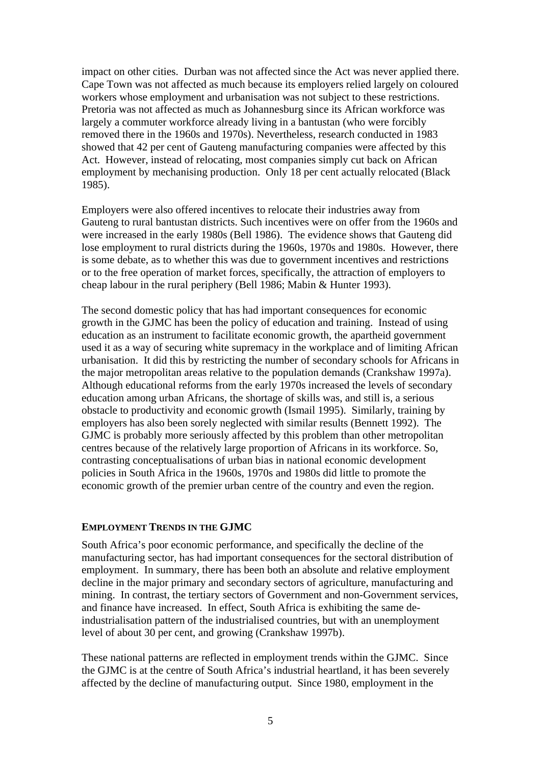impact on other cities. Durban was not affected since the Act was never applied there. Cape Town was not affected as much because its employers relied largely on coloured workers whose employment and urbanisation was not subject to these restrictions. Pretoria was not affected as much as Johannesburg since its African workforce was largely a commuter workforce already living in a bantustan (who were forcibly removed there in the 1960s and 1970s). Nevertheless, research conducted in 1983 showed that 42 per cent of Gauteng manufacturing companies were affected by this Act. However, instead of relocating, most companies simply cut back on African employment by mechanising production. Only 18 per cent actually relocated (Black 1985).

Employers were also offered incentives to relocate their industries away from Gauteng to rural bantustan districts. Such incentives were on offer from the 1960s and were increased in the early 1980s (Bell 1986). The evidence shows that Gauteng did lose employment to rural districts during the 1960s, 1970s and 1980s. However, there is some debate, as to whether this was due to government incentives and restrictions or to the free operation of market forces, specifically, the attraction of employers to cheap labour in the rural periphery (Bell 1986; Mabin & Hunter 1993).

The second domestic policy that has had important consequences for economic growth in the GJMC has been the policy of education and training. Instead of using education as an instrument to facilitate economic growth, the apartheid government used it as a way of securing white supremacy in the workplace and of limiting African urbanisation. It did this by restricting the number of secondary schools for Africans in the major metropolitan areas relative to the population demands (Crankshaw 1997a). Although educational reforms from the early 1970s increased the levels of secondary education among urban Africans, the shortage of skills was, and still is, a serious obstacle to productivity and economic growth (Ismail 1995). Similarly, training by employers has also been sorely neglected with similar results (Bennett 1992). The GJMC is probably more seriously affected by this problem than other metropolitan centres because of the relatively large proportion of Africans in its workforce. So, contrasting conceptualisations of urban bias in national economic development policies in South Africa in the 1960s, 1970s and 1980s did little to promote the economic growth of the premier urban centre of the country and even the region.

## EMPLOYMENT TRENDS IN THE GJMC

South Africa's poor economic performance, and specifically the decline of the manufacturing sector, has had important consequences for the sectoral distribution of employment. In summary, there has been both an absolute and relative employment decline in the major primary and secondary sectors of agriculture, manufacturing and mining. In contrast, the tertiary sectors of Government and non-Government services, and finance have increased. In effect, South Africa is exhibiting the same de-industrialisation pattern of the industrialised countries, but with an unemployment level of about 30 per cent, and growing (Crankshaw 1997b).

These national patterns are reflected in employment trends within the GJMC. Since the GJMC is at the centre of South Africa's industrial heartland, it has been severely affected by the decline of manufacturing output. Since 1980, employment in the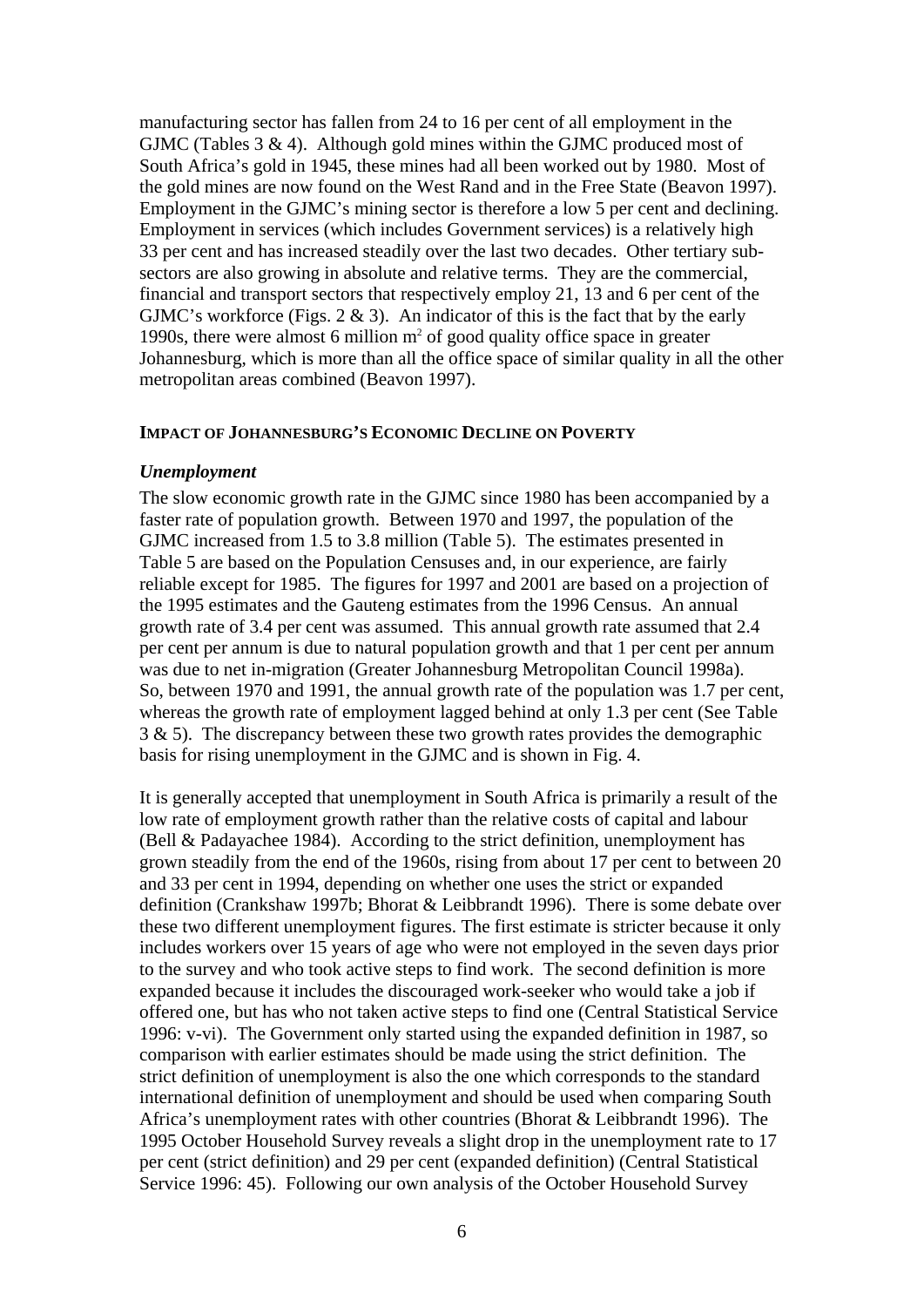manufacturing sector has fallen from 24 to 16 per cent of all employment in the GJMC (Tables 3 & 4). Although gold mines within the GJMC produced most of South Africa's gold in 1945, these mines had all been worked out by 1980. Most of the gold mines are now found on the West Rand and in the Free State (Beavon 1997). Employment in the GJMC's mining sector is therefore a low 5 per cent and declining. Employment in services (which includes Government services) is a relatively high 33 per cent and has increased steadily over the last two decades. Other tertiary sub-sectors are also growing in absolute and relative terms. They are the commercial, financial and transport sectors that respectively employ 21, 13 and 6 per cent of the GJMC's workforce (Figs. 2 & 3). An indicator of this is the fact that by the early 1990s, there were almost 6 million m$^2$ of good quality office space in greater Johannesburg, which is more than all the office space of similar quality in all the other metropolitan areas combined (Beavon 1997).

## IMPACT OF JOHANNESBURG'S ECONOMIC DECLINE ON POVERTY

### *Unemployment*

The slow economic growth rate in the GJMC since 1980 has been accompanied by a faster rate of population growth. Between 1970 and 1997, the population of the GJMC increased from 1.5 to 3.8 million (Table 5). The estimates presented in Table 5 are based on the Population Censuses and, in our experience, are fairly reliable except for 1985. The figures for 1997 and 2001 are based on a projection of the 1995 estimates and the Gauteng estimates from the 1996 Census. An annual growth rate of 3.4 per cent was assumed. This annual growth rate assumed that 2.4 per cent per annum is due to natural population growth and that 1 per cent per annum was due to net in-migration (Greater Johannesburg Metropolitan Council 1998a). So, between 1970 and 1991, the annual growth rate of the population was 1.7 per cent, whereas the growth rate of employment lagged behind at only 1.3 per cent (See Table 3 & 5). The discrepancy between these two growth rates provides the demographic basis for rising unemployment in the GJMC and is shown in Fig. 4.

It is generally accepted that unemployment in South Africa is primarily a result of the low rate of employment growth rather than the relative costs of capital and labour (Bell & Padayachee 1984). According to the strict definition, unemployment has grown steadily from the end of the 1960s, rising from about 17 per cent to between 20 and 33 per cent in 1994, depending on whether one uses the strict or expanded definition (Crankshaw 1997b; Bhorat & Leibbrandt 1996). There is some debate over these two different unemployment figures. The first estimate is stricter because it only includes workers over 15 years of age who were not employed in the seven days prior to the survey and who took active steps to find work. The second definition is more expanded because it includes the discouraged work-seeker who would take a job if offered one, but has who not taken active steps to find one (Central Statistical Service 1996: v-vi). The Government only started using the expanded definition in 1987, so comparison with earlier estimates should be made using the strict definition. The strict definition of unemployment is also the one which corresponds to the standard international definition of unemployment and should be used when comparing South Africa's unemployment rates with other countries (Bhorat & Leibbrandt 1996). The 1995 October Household Survey reveals a slight drop in the unemployment rate to 17 per cent (strict definition) and 29 per cent (expanded definition) (Central Statistical Service 1996: 45). Following our own analysis of the October Household Survey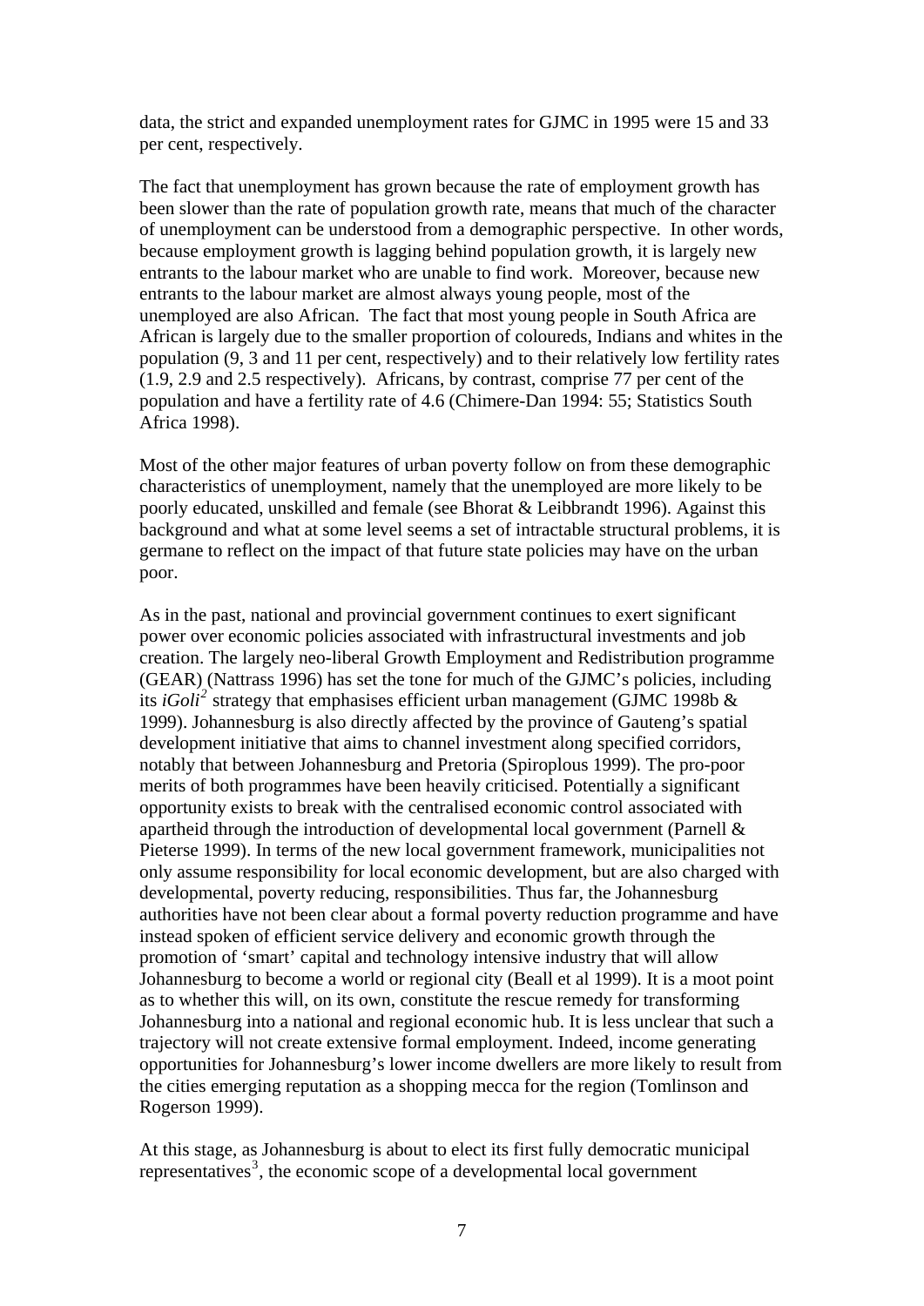data, the strict and expanded unemployment rates for GJMC in 1995 were 15 and 33 per cent, respectively.

The fact that unemployment has grown because the rate of employment growth has been slower than the rate of population growth rate, means that much of the character of unemployment can be understood from a demographic perspective. In other words, because employment growth is lagging behind population growth, it is largely new entrants to the labour market who are unable to find work. Moreover, because new entrants to the labour market are almost always young people, most of the unemployed are also African. The fact that most young people in South Africa are African is largely due to the smaller proportion of coloureds, Indians and whites in the population (9, 3 and 11 per cent, respectively) and to their relatively low fertility rates (1.9, 2.9 and 2.5 respectively). Africans, by contrast, comprise 77 per cent of the population and have a fertility rate of 4.6 (Chimere-Dan 1994: 55; Statistics South Africa 1998).

Most of the other major features of urban poverty follow on from these demographic characteristics of unemployment, namely that the unemployed are more likely to be poorly educated, unskilled and female (see Bhorat & Leibbrandt 1996). Against this background and what at some level seems a set of intractable structural problems, it is germane to reflect on the impact of that future state policies may have on the urban poor.

As in the past, national and provincial government continues to exert significant power over economic policies associated with infrastructural investments and job creation. The largely neo-liberal Growth Employment and Redistribution programme (GEAR) (Nattrass 1996) has set the tone for much of the GJMC's policies, including its *iGoli*[2] strategy that emphasises efficient urban management (GJMC 1998b & 1999). Johannesburg is also directly affected by the province of Gauteng's spatial development initiative that aims to channel investment along specified corridors, notably that between Johannesburg and Pretoria (Spiroplous 1999). The pro-poor merits of both programmes have been heavily criticised. Potentially a significant opportunity exists to break with the centralised economic control associated with apartheid through the introduction of developmental local government (Parnell & Pieterse 1999). In terms of the new local government framework, municipalities not only assume responsibility for local economic development, but are also charged with developmental, poverty reducing, responsibilities. Thus far, the Johannesburg authorities have not been clear about a formal poverty reduction programme and have instead spoken of efficient service delivery and economic growth through the promotion of 'smart' capital and technology intensive industry that will allow Johannesburg to become a world or regional city (Beall et al 1999). It is a moot point as to whether this will, on its own, constitute the rescue remedy for transforming Johannesburg into a national and regional economic hub. It is less unclear that such a trajectory will not create extensive formal employment. Indeed, income generating opportunities for Johannesburg's lower income dwellers are more likely to result from the cities emerging reputation as a shopping mecca for the region (Tomlinson and Rogerson 1999).

At this stage, as Johannesburg is about to elect its first fully democratic municipal representatives[3], the economic scope of a developmental local government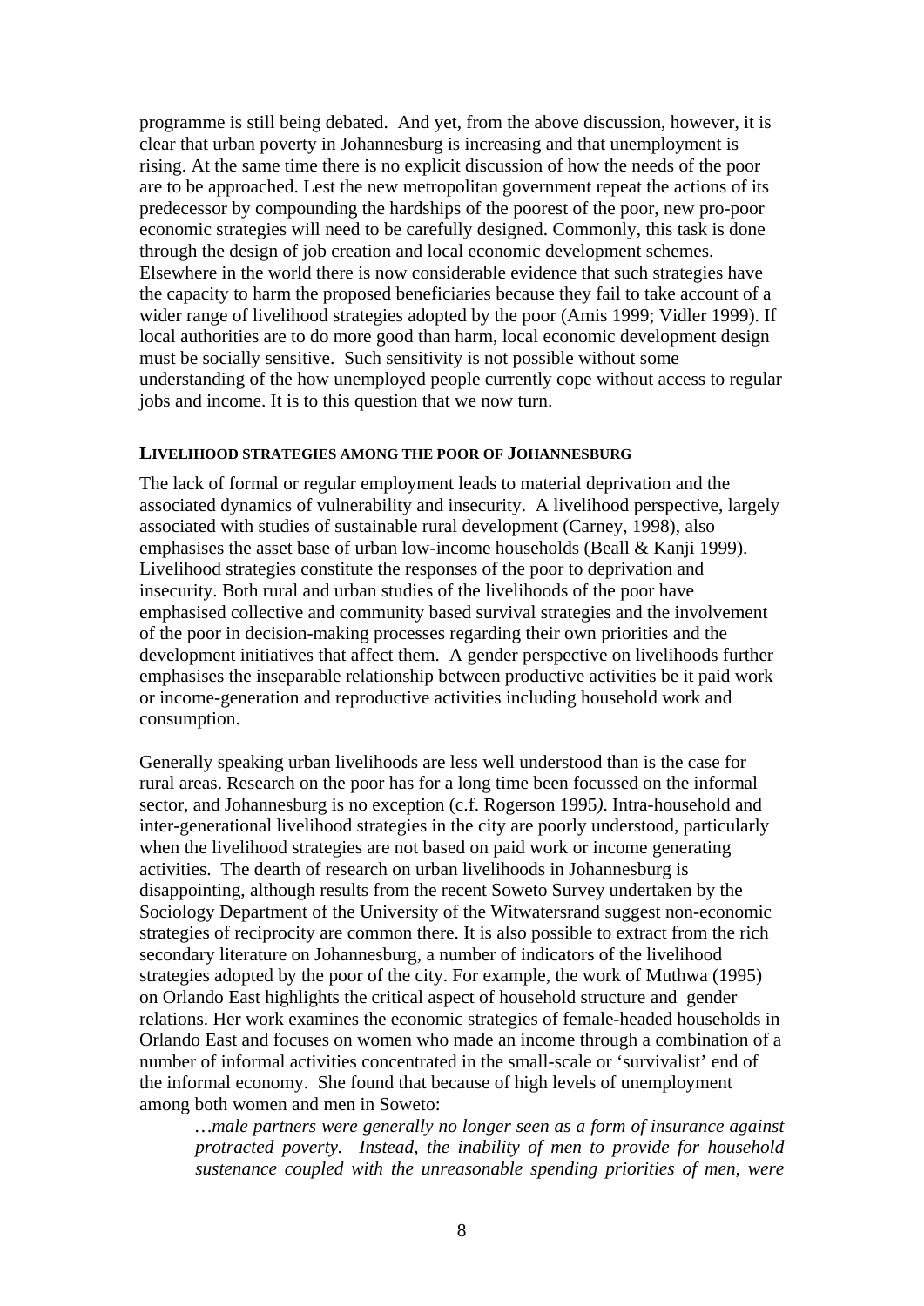programme is still being debated. And yet, from the above discussion, however, it is clear that urban poverty in Johannesburg is increasing and that unemployment is rising. At the same time there is no explicit discussion of how the needs of the poor are to be approached. Lest the new metropolitan government repeat the actions of its predecessor by compounding the hardships of the poorest of the poor, new pro-poor economic strategies will need to be carefully designed. Commonly, this task is done through the design of job creation and local economic development schemes. Elsewhere in the world there is now considerable evidence that such strategies have the capacity to harm the proposed beneficiaries because they fail to take account of a wider range of livelihood strategies adopted by the poor (Amis 1999; Vidler 1999). If local authorities are to do more good than harm, local economic development design must be socially sensitive. Such sensitivity is not possible without some understanding of the how unemployed people currently cope without access to regular jobs and income. It is to this question that we now turn.

## LIVELIHOOD STRATEGIES AMONG THE POOR OF JOHANNESBURG

The lack of formal or regular employment leads to material deprivation and the associated dynamics of vulnerability and insecurity. A livelihood perspective, largely associated with studies of sustainable rural development (Carney, 1998), also emphasises the asset base of urban low-income households (Beall & Kanji 1999). Livelihood strategies constitute the responses of the poor to deprivation and insecurity. Both rural and urban studies of the livelihoods of the poor have emphasised collective and community based survival strategies and the involvement of the poor in decision-making processes regarding their own priorities and the development initiatives that affect them. A gender perspective on livelihoods further emphasises the inseparable relationship between productive activities be it paid work or income-generation and reproductive activities including household work and consumption.

Generally speaking urban livelihoods are less well understood than is the case for rural areas. Research on the poor has for a long time been focussed on the informal sector, and Johannesburg is no exception (c.f. Rogerson 1995). Intra-household and inter-generational livelihood strategies in the city are poorly understood, particularly when the livelihood strategies are not based on paid work or income generating activities. The dearth of research on urban livelihoods in Johannesburg is disappointing, although results from the recent Soweto Survey undertaken by the Sociology Department of the University of the Witwatersrand suggest non-economic strategies of reciprocity are common there. It is also possible to extract from the rich secondary literature on Johannesburg, a number of indicators of the livelihood strategies adopted by the poor of the city. For example, the work of Muthwa (1995) on Orlando East highlights the critical aspect of household structure and gender relations. Her work examines the economic strategies of female-headed households in Orlando East and focuses on women who made an income through a combination of a number of informal activities concentrated in the small-scale or 'survivalist' end of the informal economy. She found that because of high levels of unemployment among both women and men in Soweto:

> *…male partners were generally no longer seen as a form of insurance against protracted poverty. Instead, the inability of men to provide for household sustenance coupled with the unreasonable spending priorities of men, were*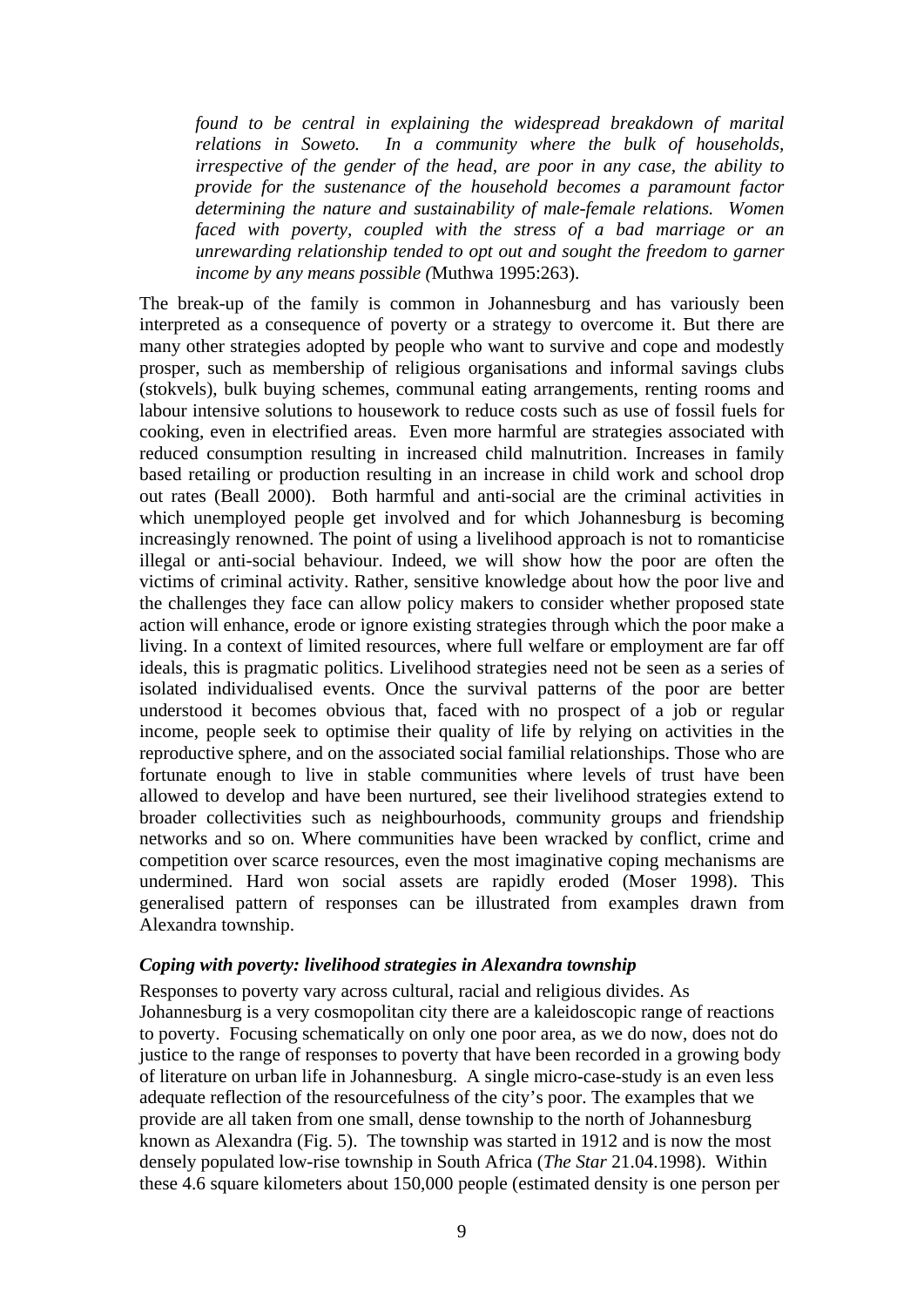*found to be central in explaining the widespread breakdown of marital relations in Soweto. In a community where the bulk of households, irrespective of the gender of the head, are poor in any case, the ability to provide for the sustenance of the household becomes a paramount factor determining the nature and sustainability of male-female relations. Women faced with poverty, coupled with the stress of a bad marriage or an unrewarding relationship tended to opt out and sought the freedom to garner income by any means possible (*Muthwa 1995:263).

The break-up of the family is common in Johannesburg and has variously been interpreted as a consequence of poverty or a strategy to overcome it. But there are many other strategies adopted by people who want to survive and cope and modestly prosper, such as membership of religious organisations and informal savings clubs (stokvels), bulk buying schemes, communal eating arrangements, renting rooms and labour intensive solutions to housework to reduce costs such as use of fossil fuels for cooking, even in electrified areas. Even more harmful are strategies associated with reduced consumption resulting in increased child malnutrition. Increases in family based retailing or production resulting in an increase in child work and school drop out rates (Beall 2000). Both harmful and anti-social are the criminal activities in which unemployed people get involved and for which Johannesburg is becoming increasingly renowned. The point of using a livelihood approach is not to romanticise illegal or anti-social behaviour. Indeed, we will show how the poor are often the victims of criminal activity. Rather, sensitive knowledge about how the poor live and the challenges they face can allow policy makers to consider whether proposed state action will enhance, erode or ignore existing strategies through which the poor make a living. In a context of limited resources, where full welfare or employment are far off ideals, this is pragmatic politics. Livelihood strategies need not be seen as a series of isolated individualised events. Once the survival patterns of the poor are better understood it becomes obvious that, faced with no prospect of a job or regular income, people seek to optimise their quality of life by relying on activities in the reproductive sphere, and on the associated social familial relationships. Those who are fortunate enough to live in stable communities where levels of trust have been allowed to develop and have been nurtured, see their livelihood strategies extend to broader collectivities such as neighbourhoods, community groups and friendship networks and so on. Where communities have been wracked by conflict, crime and competition over scarce resources, even the most imaginative coping mechanisms are undermined. Hard won social assets are rapidly eroded (Moser 1998). This generalised pattern of responses can be illustrated from examples drawn from Alexandra township.

### *Coping with poverty: livelihood strategies in Alexandra township*

Responses to poverty vary across cultural, racial and religious divides. As Johannesburg is a very cosmopolitan city there are a kaleidoscopic range of reactions to poverty. Focusing schematically on only one poor area, as we do now, does not do justice to the range of responses to poverty that have been recorded in a growing body of literature on urban life in Johannesburg. A single micro-case-study is an even less adequate reflection of the resourcefulness of the city's poor. The examples that we provide are all taken from one small, dense township to the north of Johannesburg known as Alexandra (Fig. 5). The township was started in 1912 and is now the most densely populated low-rise township in South Africa (*The Star* 21.04.1998). Within these 4.6 square kilometers about 150,000 people (estimated density is one person per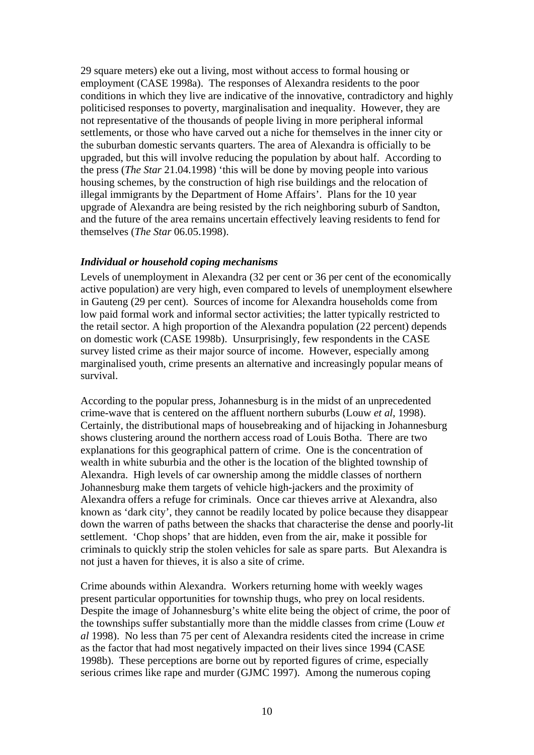29 square meters) eke out a living, most without access to formal housing or employment (CASE 1998a). The responses of Alexandra residents to the poor conditions in which they live are indicative of the innovative, contradictory and highly politicised responses to poverty, marginalisation and inequality. However, they are not representative of the thousands of people living in more peripheral informal settlements, or those who have carved out a niche for themselves in the inner city or the suburban domestic servants quarters. The area of Alexandra is officially to be upgraded, but this will involve reducing the population by about half. According to the press (*The Star* 21.04.1998) 'this will be done by moving people into various housing schemes, by the construction of high rise buildings and the relocation of illegal immigrants by the Department of Home Affairs'. Plans for the 10 year upgrade of Alexandra are being resisted by the rich neighboring suburb of Sandton, and the future of the area remains uncertain effectively leaving residents to fend for themselves (*The Star* 06.05.1998).

***Individual or household coping mechanisms***

Levels of unemployment in Alexandra (32 per cent or 36 per cent of the economically active population) are very high, even compared to levels of unemployment elsewhere in Gauteng (29 per cent). Sources of income for Alexandra households come from low paid formal work and informal sector activities; the latter typically restricted to the retail sector. A high proportion of the Alexandra population (22 percent) depends on domestic work (CASE 1998b). Unsurprisingly, few respondents in the CASE survey listed crime as their major source of income. However, especially among marginalised youth, crime presents an alternative and increasingly popular means of survival.

According to the popular press, Johannesburg is in the midst of an unprecedented crime-wave that is centered on the affluent northern suburbs (Louw *et al*, 1998). Certainly, the distributional maps of housebreaking and of hijacking in Johannesburg shows clustering around the northern access road of Louis Botha. There are two explanations for this geographical pattern of crime. One is the concentration of wealth in white suburbia and the other is the location of the blighted township of Alexandra. High levels of car ownership among the middle classes of northern Johannesburg make them targets of vehicle high-jackers and the proximity of Alexandra offers a refuge for criminals. Once car thieves arrive at Alexandra, also known as 'dark city', they cannot be readily located by police because they disappear down the warren of paths between the shacks that characterise the dense and poorly-lit settlement. 'Chop shops' that are hidden, even from the air, make it possible for criminals to quickly strip the stolen vehicles for sale as spare parts. But Alexandra is not just a haven for thieves, it is also a site of crime.

Crime abounds within Alexandra. Workers returning home with weekly wages present particular opportunities for township thugs, who prey on local residents. Despite the image of Johannesburg's white elite being the object of crime, the poor of the townships suffer substantially more than the middle classes from crime (Louw *et al* 1998). No less than 75 per cent of Alexandra residents cited the increase in crime as the factor that had most negatively impacted on their lives since 1994 (CASE 1998b). These perceptions are borne out by reported figures of crime, especially serious crimes like rape and murder (GJMC 1997). Among the numerous coping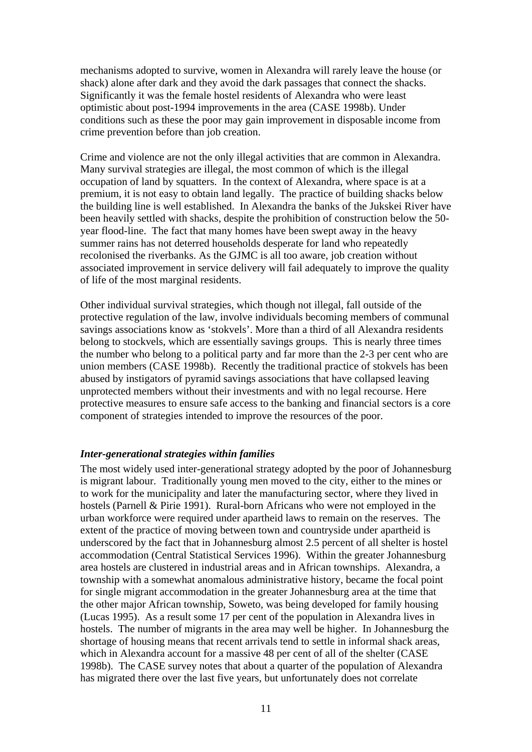mechanisms adopted to survive, women in Alexandra will rarely leave the house (or shack) alone after dark and they avoid the dark passages that connect the shacks. Significantly it was the female hostel residents of Alexandra who were least optimistic about post-1994 improvements in the area (CASE 1998b). Under conditions such as these the poor may gain improvement in disposable income from crime prevention before than job creation.

Crime and violence are not the only illegal activities that are common in Alexandra. Many survival strategies are illegal, the most common of which is the illegal occupation of land by squatters. In the context of Alexandra, where space is at a premium, it is not easy to obtain land legally. The practice of building shacks below the building line is well established. In Alexandra the banks of the Jukskei River have been heavily settled with shacks, despite the prohibition of construction below the 50-year flood-line. The fact that many homes have been swept away in the heavy summer rains has not deterred households desperate for land who repeatedly recolonised the riverbanks. As the GJMC is all too aware, job creation without associated improvement in service delivery will fail adequately to improve the quality of life of the most marginal residents.

Other individual survival strategies, which though not illegal, fall outside of the protective regulation of the law, involve individuals becoming members of communal savings associations know as 'stokvels'. More than a third of all Alexandra residents belong to stockvels, which are essentially savings groups. This is nearly three times the number who belong to a political party and far more than the 2-3 per cent who are union members (CASE 1998b). Recently the traditional practice of stokvels has been abused by instigators of pyramid savings associations that have collapsed leaving unprotected members without their investments and with no legal recourse. Here protective measures to ensure safe access to the banking and financial sectors is a core component of strategies intended to improve the resources of the poor.

***Inter-generational strategies within families***

The most widely used inter-generational strategy adopted by the poor of Johannesburg is migrant labour. Traditionally young men moved to the city, either to the mines or to work for the municipality and later the manufacturing sector, where they lived in hostels (Parnell & Pirie 1991). Rural-born Africans who were not employed in the urban workforce were required under apartheid laws to remain on the reserves. The extent of the practice of moving between town and countryside under apartheid is underscored by the fact that in Johannesburg almost 2.5 percent of all shelter is hostel accommodation (Central Statistical Services 1996). Within the greater Johannesburg area hostels are clustered in industrial areas and in African townships. Alexandra, a township with a somewhat anomalous administrative history, became the focal point for single migrant accommodation in the greater Johannesburg area at the time that the other major African township, Soweto, was being developed for family housing (Lucas 1995). As a result some 17 per cent of the population in Alexandra lives in hostels. The number of migrants in the area may well be higher. In Johannesburg the shortage of housing means that recent arrivals tend to settle in informal shack areas, which in Alexandra account for a massive 48 per cent of all of the shelter (CASE 1998b). The CASE survey notes that about a quarter of the population of Alexandra has migrated there over the last five years, but unfortunately does not correlate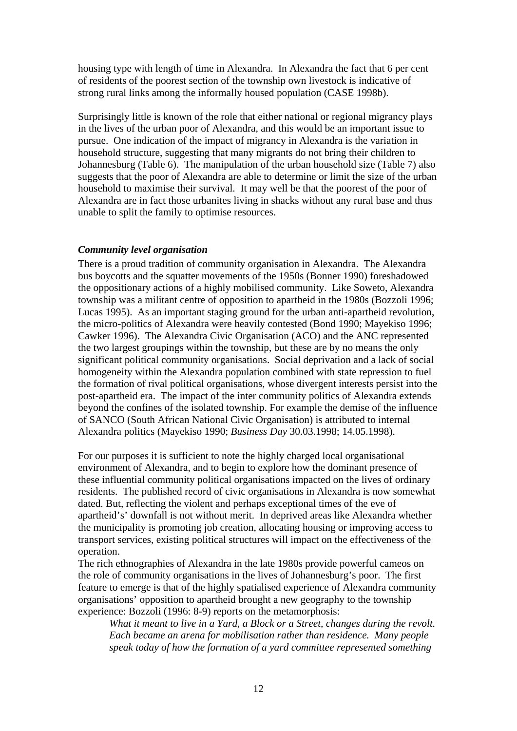housing type with length of time in Alexandra. In Alexandra the fact that 6 per cent of residents of the poorest section of the township own livestock is indicative of strong rural links among the informally housed population (CASE 1998b).

Surprisingly little is known of the role that either national or regional migrancy plays in the lives of the urban poor of Alexandra, and this would be an important issue to pursue. One indication of the impact of migrancy in Alexandra is the variation in household structure, suggesting that many migrants do not bring their children to Johannesburg (Table 6). The manipulation of the urban household size (Table 7) also suggests that the poor of Alexandra are able to determine or limit the size of the urban household to maximise their survival. It may well be that the poorest of the poor of Alexandra are in fact those urbanites living in shacks without any rural base and thus unable to split the family to optimise resources.

***Community level organisation***

There is a proud tradition of community organisation in Alexandra. The Alexandra bus boycotts and the squatter movements of the 1950s (Bonner 1990) foreshadowed the oppositionary actions of a highly mobilised community. Like Soweto, Alexandra township was a militant centre of opposition to apartheid in the 1980s (Bozzoli 1996; Lucas 1995). As an important staging ground for the urban anti-apartheid revolution, the micro-politics of Alexandra were heavily contested (Bond 1990; Mayekiso 1996; Cawker 1996). The Alexandra Civic Organisation (ACO) and the ANC represented the two largest groupings within the township, but these are by no means the only significant political community organisations. Social deprivation and a lack of social homogeneity within the Alexandra population combined with state repression to fuel the formation of rival political organisations, whose divergent interests persist into the post-apartheid era. The impact of the inter community politics of Alexandra extends beyond the confines of the isolated township. For example the demise of the influence of SANCO (South African National Civic Organisation) is attributed to internal Alexandra politics (Mayekiso 1990; *Business Day* 30.03.1998; 14.05.1998).

For our purposes it is sufficient to note the highly charged local organisational environment of Alexandra, and to begin to explore how the dominant presence of these influential community political organisations impacted on the lives of ordinary residents. The published record of civic organisations in Alexandra is now somewhat dated. But, reflecting the violent and perhaps exceptional times of the eve of apartheid's' downfall is not without merit. In deprived areas like Alexandra whether the municipality is promoting job creation, allocating housing or improving access to transport services, existing political structures will impact on the effectiveness of the operation.

The rich ethnographies of Alexandra in the late 1980s provide powerful cameos on the role of community organisations in the lives of Johannesburg's poor. The first feature to emerge is that of the highly spatialised experience of Alexandra community organisations' opposition to apartheid brought a new geography to the township experience: Bozzoli (1996: 8-9) reports on the metamorphosis:

> *What it meant to live in a Yard, a Block or a Street, changes during the revolt. Each became an arena for mobilisation rather than residence. Many people speak today of how the formation of a yard committee represented something*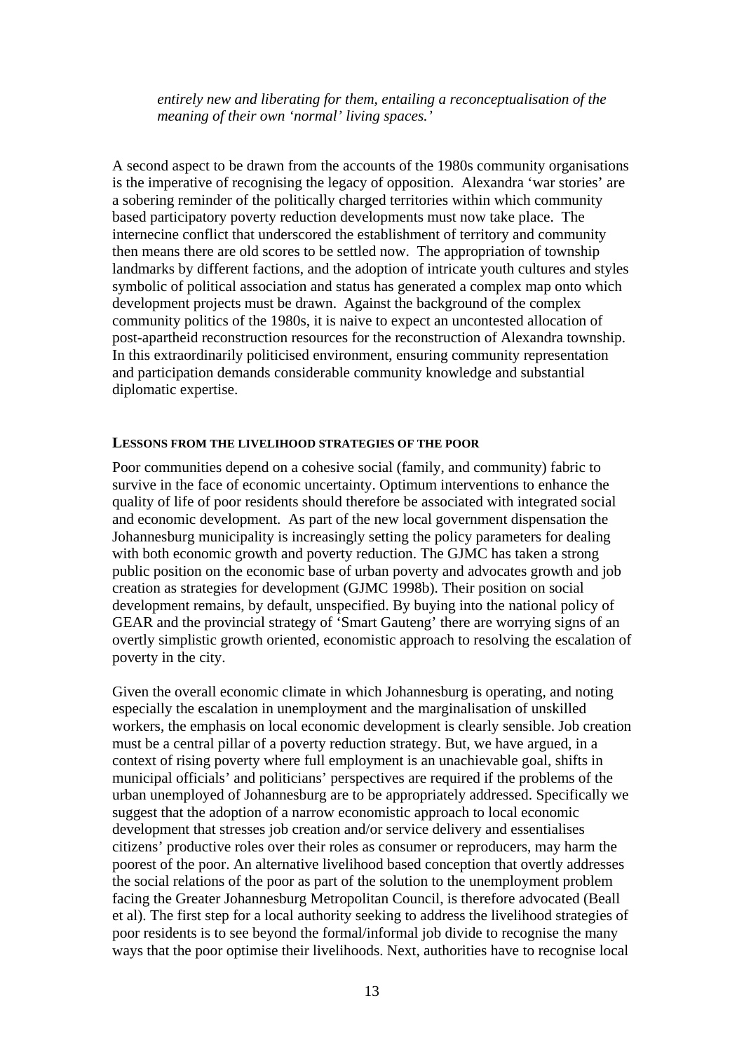*entirely new and liberating for them, entailing a reconceptualisation of the meaning of their own 'normal' living spaces.'*

A second aspect to be drawn from the accounts of the 1980s community organisations is the imperative of recognising the legacy of opposition. Alexandra 'war stories' are a sobering reminder of the politically charged territories within which community based participatory poverty reduction developments must now take place. The internecine conflict that underscored the establishment of territory and community then means there are old scores to be settled now. The appropriation of township landmarks by different factions, and the adoption of intricate youth cultures and styles symbolic of political association and status has generated a complex map onto which development projects must be drawn. Against the background of the complex community politics of the 1980s, it is naive to expect an uncontested allocation of post-apartheid reconstruction resources for the reconstruction of Alexandra township. In this extraordinarily politicised environment, ensuring community representation and participation demands considerable community knowledge and substantial diplomatic expertise.

### LESSONS FROM THE LIVELIHOOD STRATEGIES OF THE POOR

Poor communities depend on a cohesive social (family, and community) fabric to survive in the face of economic uncertainty. Optimum interventions to enhance the quality of life of poor residents should therefore be associated with integrated social and economic development. As part of the new local government dispensation the Johannesburg municipality is increasingly setting the policy parameters for dealing with both economic growth and poverty reduction. The GJMC has taken a strong public position on the economic base of urban poverty and advocates growth and job creation as strategies for development (GJMC 1998b). Their position on social development remains, by default, unspecified. By buying into the national policy of GEAR and the provincial strategy of 'Smart Gauteng' there are worrying signs of an overtly simplistic growth oriented, economistic approach to resolving the escalation of poverty in the city.

Given the overall economic climate in which Johannesburg is operating, and noting especially the escalation in unemployment and the marginalisation of unskilled workers, the emphasis on local economic development is clearly sensible. Job creation must be a central pillar of a poverty reduction strategy. But, we have argued, in a context of rising poverty where full employment is an unachievable goal, shifts in municipal officials' and politicians' perspectives are required if the problems of the urban unemployed of Johannesburg are to be appropriately addressed. Specifically we suggest that the adoption of a narrow economistic approach to local economic development that stresses job creation and/or service delivery and essentialises citizens' productive roles over their roles as consumer or reproducers, may harm the poorest of the poor. An alternative livelihood based conception that overtly addresses the social relations of the poor as part of the solution to the unemployment problem facing the Greater Johannesburg Metropolitan Council, is therefore advocated (Beall et al). The first step for a local authority seeking to address the livelihood strategies of poor residents is to see beyond the formal/informal job divide to recognise the many ways that the poor optimise their livelihoods. Next, authorities have to recognise local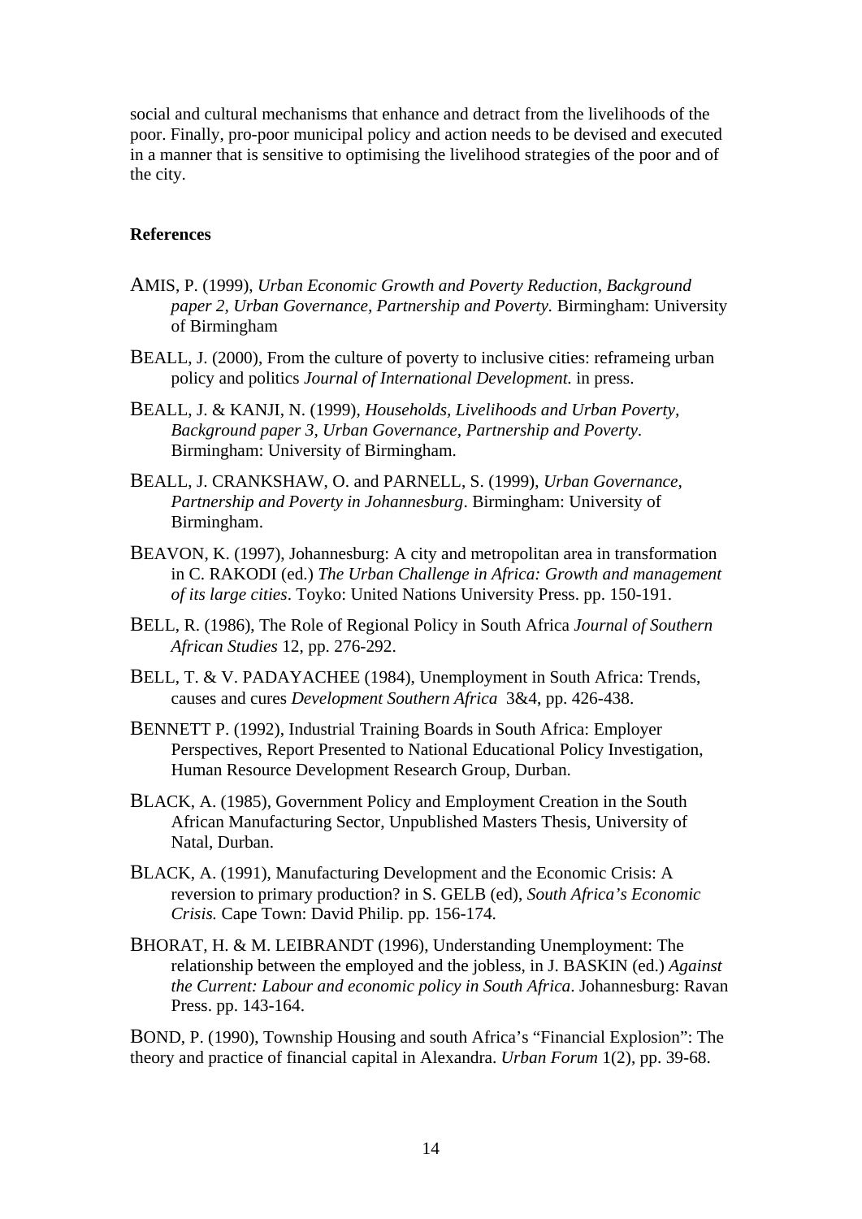social and cultural mechanisms that enhance and detract from the livelihoods of the poor. Finally, pro-poor municipal policy and action needs to be devised and executed in a manner that is sensitive to optimising the livelihood strategies of the poor and of the city.

**References**

AMIS, P. (1999), *Urban Economic Growth and Poverty Reduction, Background paper 2, Urban Governance, Partnership and Poverty.* Birmingham: University of Birmingham

BEALL, J. (2000), From the culture of poverty to inclusive cities: reframeing urban policy and politics *Journal of International Development.* in press.

BEALL, J. & KANJI, N. (1999), *Households, Livelihoods and Urban Poverty, Background paper 3, Urban Governance, Partnership and Poverty*. Birmingham: University of Birmingham.

BEALL, J. CRANKSHAW, O. and PARNELL, S. (1999), *Urban Governance, Partnership and Poverty in Johannesburg*. Birmingham: University of Birmingham.

BEAVON, K. (1997), Johannesburg: A city and metropolitan area in transformation in C. RAKODI (ed.) *The Urban Challenge in Africa: Growth and management of its large cities*. Toyko: United Nations University Press. pp. 150-191.

BELL, R. (1986), The Role of Regional Policy in South Africa *Journal of Southern African Studies* 12, pp. 276-292.

BELL, T. & V. PADAYACHEE (1984), Unemployment in South Africa: Trends, causes and cures *Development Southern Africa* 3&4, pp. 426-438.

BENNETT P. (1992), Industrial Training Boards in South Africa: Employer Perspectives, Report Presented to National Educational Policy Investigation, Human Resource Development Research Group, Durban.

BLACK, A. (1985), Government Policy and Employment Creation in the South African Manufacturing Sector, Unpublished Masters Thesis, University of Natal, Durban.

BLACK, A. (1991), Manufacturing Development and the Economic Crisis: A reversion to primary production? in S. GELB (ed), *South Africa's Economic Crisis.* Cape Town: David Philip. pp. 156-174.

BHORAT, H. & M. LEIBRANDT (1996), Understanding Unemployment: The relationship between the employed and the jobless, in J. BASKIN (ed.) *Against the Current: Labour and economic policy in South Africa*. Johannesburg: Ravan Press. pp. 143-164.

BOND, P. (1990), Township Housing and south Africa's "Financial Explosion": The theory and practice of financial capital in Alexandra. *Urban Forum* 1(2), pp. 39-68.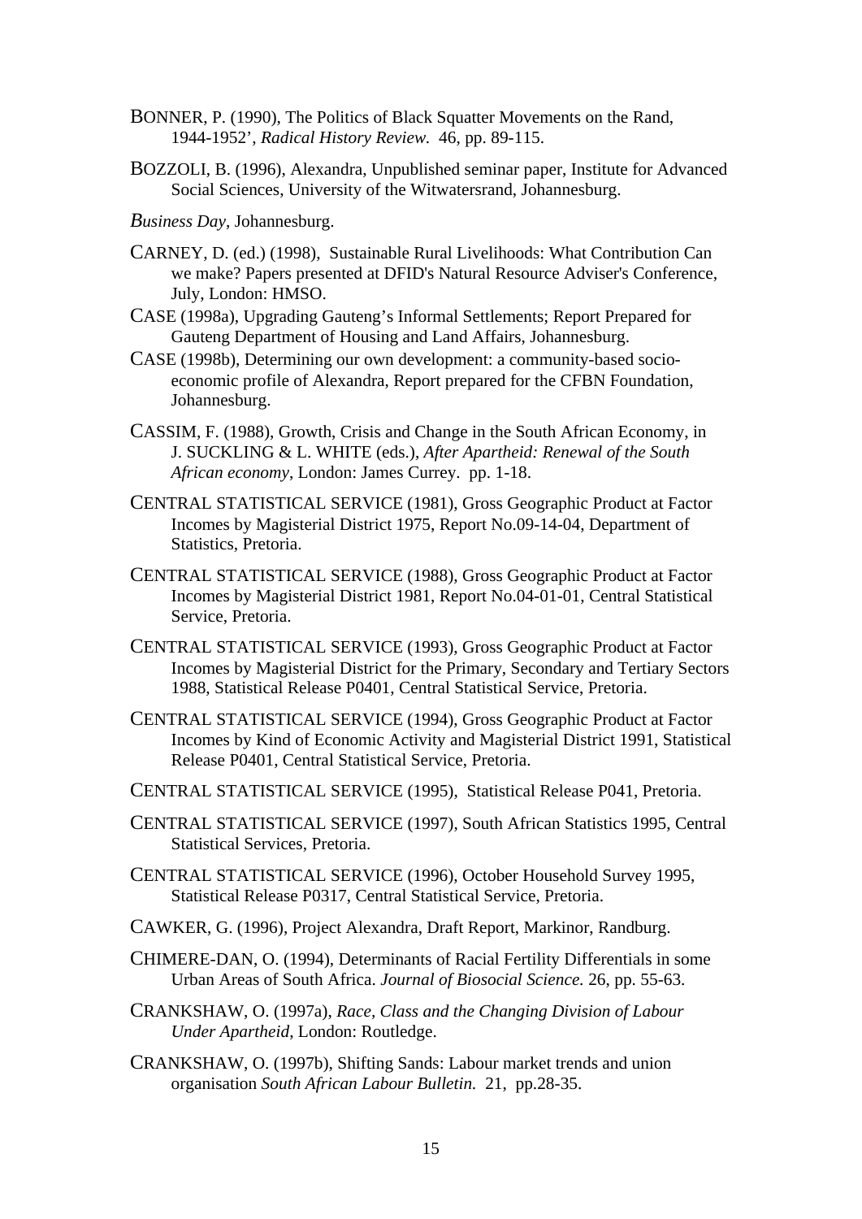BONNER, P. (1990), The Politics of Black Squatter Movements on the Rand, 1944-1952', *Radical History Review.* 46, pp. 89-115.

BOZZOLI, B. (1996), Alexandra, Unpublished seminar paper, Institute for Advanced Social Sciences, University of the Witwatersrand, Johannesburg.

*Business Day*, Johannesburg.

CARNEY, D. (ed.) (1998), Sustainable Rural Livelihoods: What Contribution Can we make? Papers presented at DFID's Natural Resource Adviser's Conference, July, London: HMSO.

CASE (1998a), Upgrading Gauteng's Informal Settlements; Report Prepared for Gauteng Department of Housing and Land Affairs, Johannesburg.

CASE (1998b), Determining our own development: a community-based socio-economic profile of Alexandra, Report prepared for the CFBN Foundation, Johannesburg.

CASSIM, F. (1988), Growth, Crisis and Change in the South African Economy, in J. SUCKLING & L. WHITE (eds.), *After Apartheid: Renewal of the South African economy*, London: James Currey. pp. 1-18.

CENTRAL STATISTICAL SERVICE (1981), Gross Geographic Product at Factor Incomes by Magisterial District 1975, Report No.09-14-04, Department of Statistics, Pretoria.

CENTRAL STATISTICAL SERVICE (1988), Gross Geographic Product at Factor Incomes by Magisterial District 1981, Report No.04-01-01, Central Statistical Service, Pretoria.

CENTRAL STATISTICAL SERVICE (1993), Gross Geographic Product at Factor Incomes by Magisterial District for the Primary, Secondary and Tertiary Sectors 1988, Statistical Release P0401, Central Statistical Service, Pretoria.

CENTRAL STATISTICAL SERVICE (1994), Gross Geographic Product at Factor Incomes by Kind of Economic Activity and Magisterial District 1991, Statistical Release P0401, Central Statistical Service, Pretoria.

CENTRAL STATISTICAL SERVICE (1995), Statistical Release P041, Pretoria.

CENTRAL STATISTICAL SERVICE (1997), South African Statistics 1995, Central Statistical Services, Pretoria.

CENTRAL STATISTICAL SERVICE (1996), October Household Survey 1995, Statistical Release P0317, Central Statistical Service, Pretoria.

CAWKER, G. (1996), Project Alexandra, Draft Report, Markinor, Randburg.

CHIMERE-DAN, O. (1994), Determinants of Racial Fertility Differentials in some Urban Areas of South Africa. *Journal of Biosocial Science.* 26, pp. 55-63.

CRANKSHAW, O. (1997a), *Race, Class and the Changing Division of Labour Under Apartheid*, London: Routledge.

CRANKSHAW, O. (1997b), Shifting Sands: Labour market trends and union organisation *South African Labour Bulletin.* 21, pp.28-35.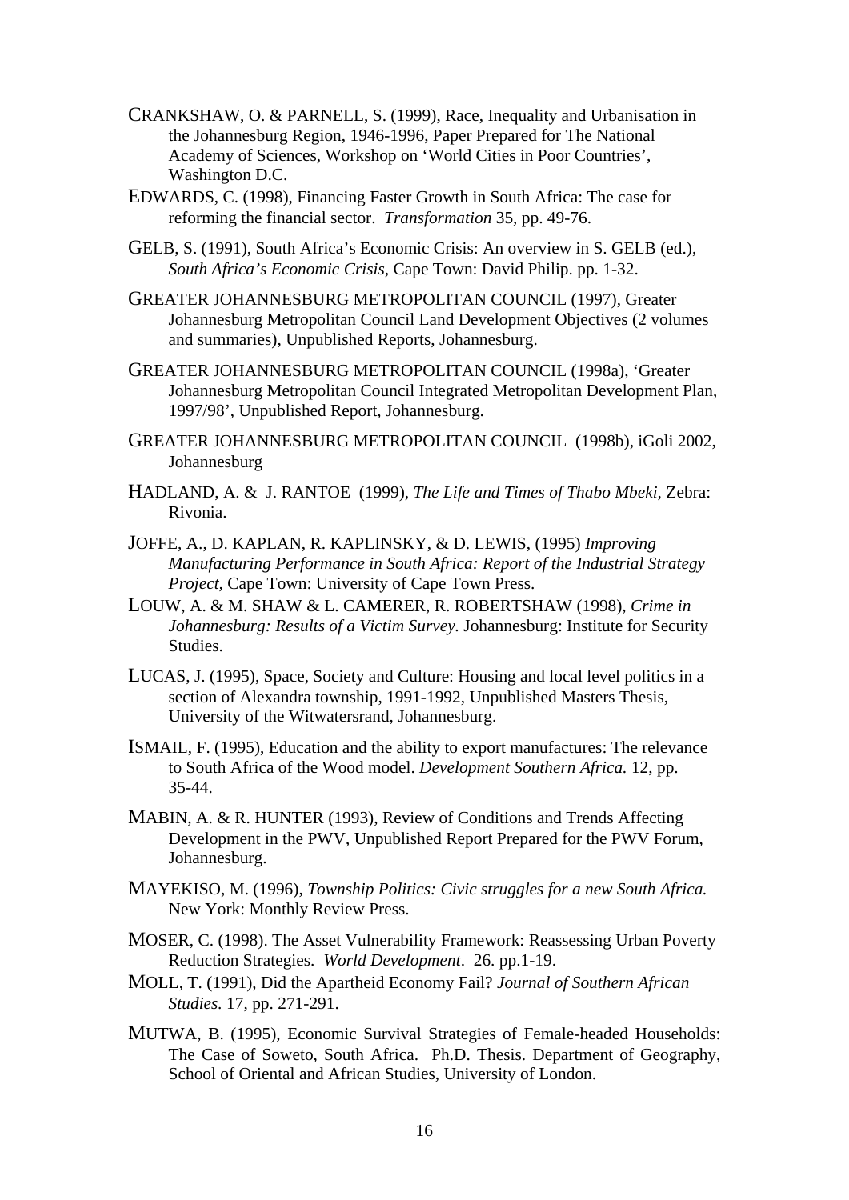CRANKSHAW, O. & PARNELL, S. (1999), Race, Inequality and Urbanisation in the Johannesburg Region, 1946-1996, Paper Prepared for The National Academy of Sciences, Workshop on 'World Cities in Poor Countries', Washington D.C.

EDWARDS, C. (1998), Financing Faster Growth in South Africa: The case for reforming the financial sector. *Transformation* 35, pp. 49-76.

GELB, S. (1991), South Africa's Economic Crisis: An overview in S. GELB (ed.), *South Africa's Economic Crisis*, Cape Town: David Philip. pp. 1-32.

GREATER JOHANNESBURG METROPOLITAN COUNCIL (1997), Greater Johannesburg Metropolitan Council Land Development Objectives (2 volumes and summaries), Unpublished Reports, Johannesburg.

GREATER JOHANNESBURG METROPOLITAN COUNCIL (1998a), 'Greater Johannesburg Metropolitan Council Integrated Metropolitan Development Plan, 1997/98', Unpublished Report, Johannesburg.

GREATER JOHANNESBURG METROPOLITAN COUNCIL (1998b), iGoli 2002, Johannesburg

HADLAND, A. & J. RANTOE (1999), *The Life and Times of Thabo Mbeki*, Zebra: Rivonia.

JOFFE, A., D. KAPLAN, R. KAPLINSKY, & D. LEWIS, (1995) *Improving Manufacturing Performance in South Africa: Report of the Industrial Strategy Project*, Cape Town: University of Cape Town Press.

LOUW, A. & M. SHAW & L. CAMERER, R. ROBERTSHAW (1998), *Crime in Johannesburg: Results of a Victim Survey*. Johannesburg: Institute for Security Studies.

LUCAS, J. (1995), Space, Society and Culture: Housing and local level politics in a section of Alexandra township, 1991-1992, Unpublished Masters Thesis, University of the Witwatersrand, Johannesburg.

ISMAIL, F. (1995), Education and the ability to export manufactures: The relevance to South Africa of the Wood model. *Development Southern Africa.* 12, pp. 35-44.

MABIN, A. & R. HUNTER (1993), Review of Conditions and Trends Affecting Development in the PWV, Unpublished Report Prepared for the PWV Forum, Johannesburg.

MAYEKISO, M. (1996), *Township Politics: Civic struggles for a new South Africa.* New York: Monthly Review Press.

MOSER, C. (1998). The Asset Vulnerability Framework: Reassessing Urban Poverty Reduction Strategies. *World Development*. 26. pp.1-19.

MOLL, T. (1991), Did the Apartheid Economy Fail? *Journal of Southern African Studies.* 17, pp. 271-291.

MUTWA, B. (1995), Economic Survival Strategies of Female-headed Households: The Case of Soweto, South Africa. Ph.D. Thesis. Department of Geography, School of Oriental and African Studies, University of London.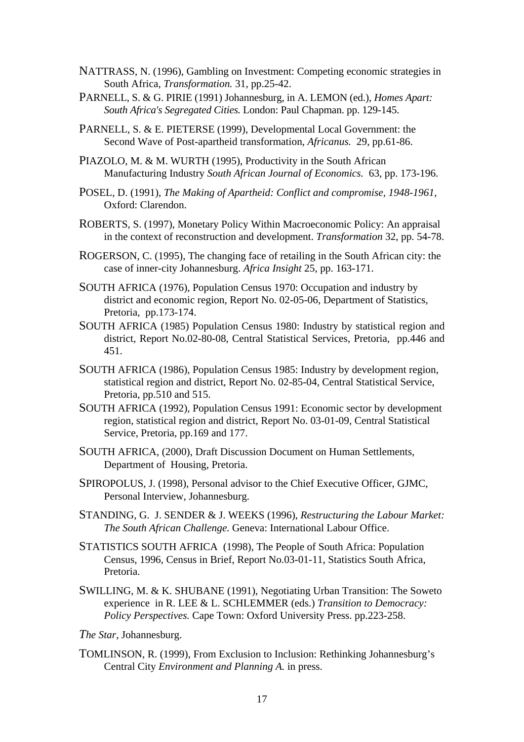NATTRASS, N. (1996), Gambling on Investment: Competing economic strategies in South Africa, *Transformation.* 31, pp.25-42.

PARNELL, S. & G. PIRIE (1991) Johannesburg, in A. LEMON (ed.), *Homes Apart: South Africa's Segregated Cities.* London: Paul Chapman. pp. 129-145.

PARNELL, S. & E. PIETERSE (1999), Developmental Local Government: the Second Wave of Post-apartheid transformation, *Africanus.* 29, pp.61-86.

PIAZOLO, M. & M. WURTH (1995), Productivity in the South African Manufacturing Industry *South African Journal of Economics.* 63, pp. 173-196.

POSEL, D. (1991), *The Making of Apartheid: Conflict and compromise, 1948-1961*, Oxford: Clarendon.

ROBERTS, S. (1997), Monetary Policy Within Macroeconomic Policy: An appraisal in the context of reconstruction and development. *Transformation* 32, pp. 54-78.

ROGERSON, C. (1995), The changing face of retailing in the South African city: the case of inner-city Johannesburg. *Africa Insight* 25, pp. 163-171.

SOUTH AFRICA (1976), Population Census 1970: Occupation and industry by district and economic region, Report No. 02-05-06, Department of Statistics, Pretoria, pp.173-174.

SOUTH AFRICA (1985) Population Census 1980: Industry by statistical region and district, Report No.02-80-08, Central Statistical Services, Pretoria, pp.446 and 451.

SOUTH AFRICA (1986), Population Census 1985: Industry by development region, statistical region and district, Report No. 02-85-04, Central Statistical Service, Pretoria, pp.510 and 515.

SOUTH AFRICA (1992), Population Census 1991: Economic sector by development region, statistical region and district, Report No. 03-01-09, Central Statistical Service, Pretoria, pp.169 and 177.

SOUTH AFRICA, (2000), Draft Discussion Document on Human Settlements, Department of Housing, Pretoria.

SPIROPOLUS, J. (1998), Personal advisor to the Chief Executive Officer, GJMC, Personal Interview, Johannesburg.

STANDING, G. J. SENDER & J. WEEKS (1996), *Restructuring the Labour Market: The South African Challenge.* Geneva: International Labour Office.

STATISTICS SOUTH AFRICA (1998), The People of South Africa: Population Census, 1996, Census in Brief, Report No.03-01-11, Statistics South Africa, Pretoria.

SWILLING, M. & K. SHUBANE (1991), Negotiating Urban Transition: The Soweto experience in R. LEE & L. SCHLEMMER (eds.) *Transition to Democracy: Policy Perspectives.* Cape Town: Oxford University Press. pp.223-258.

*The Star*, Johannesburg.

TOMLINSON, R. (1999), From Exclusion to Inclusion: Rethinking Johannesburg's Central City *Environment and Planning A.* in press.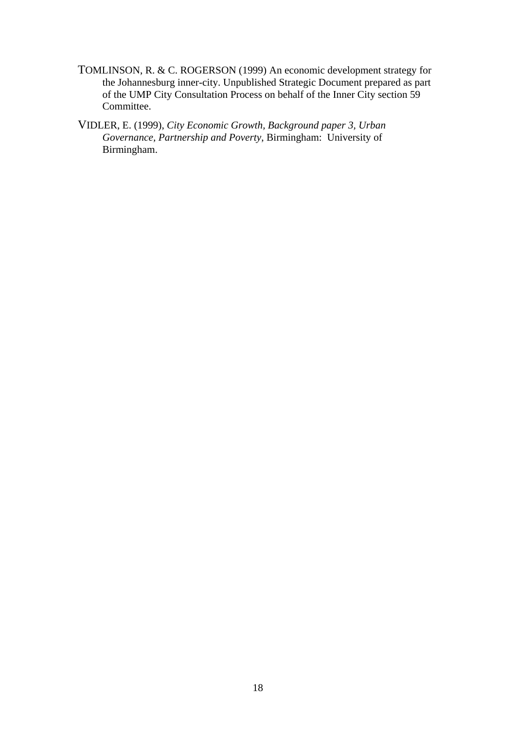TOMLINSON, R. & C. ROGERSON (1999) An economic development strategy for the Johannesburg inner-city. Unpublished Strategic Document prepared as part of the UMP City Consultation Process on behalf of the Inner City section 59 Committee.

VIDLER, E. (1999), *City Economic Growth, Background paper 3, Urban Governance, Partnership and Poverty*, Birmingham: University of Birmingham.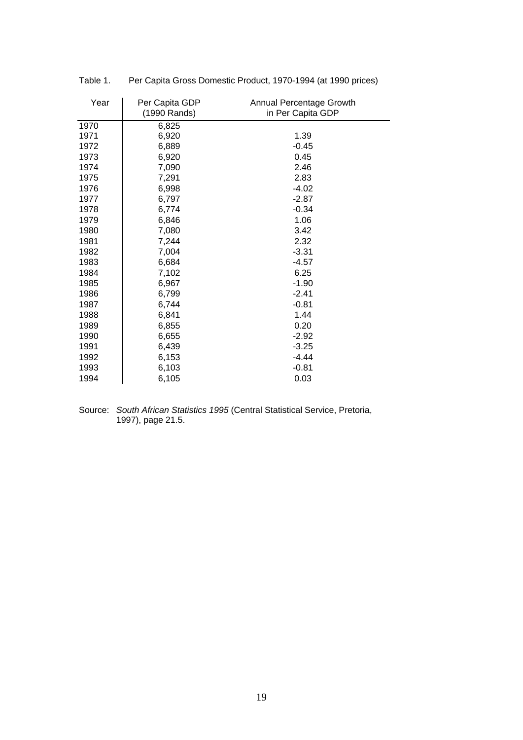Table 1. Per Capita Gross Domestic Product, 1970-1994 (at 1990 prices)

| Year | Per Capita GDP (1990 Rands) | Annual Percentage Growth in Per Capita GDP |
|---|---|---|
| 1970 | 6,825 | |
| 1971 | 6,920 | 1.39 |
| 1972 | 6,889 | -0.45 |
| 1973 | 6,920 | 0.45 |
| 1974 | 7,090 | 2.46 |
| 1975 | 7,291 | 2.83 |
| 1976 | 6,998 | -4.02 |
| 1977 | 6,797 | -2.87 |
| 1978 | 6,774 | -0.34 |
| 1979 | 6,846 | 1.06 |
| 1980 | 7,080 | 3.42 |
| 1981 | 7,244 | 2.32 |
| 1982 | 7,004 | -3.31 |
| 1983 | 6,684 | -4.57 |
| 1984 | 7,102 | 6.25 |
| 1985 | 6,967 | -1.90 |
| 1986 | 6,799 | -2.41 |
| 1987 | 6,744 | -0.81 |
| 1988 | 6,841 | 1.44 |
| 1989 | 6,855 | 0.20 |
| 1990 | 6,655 | -2.92 |
| 1991 | 6,439 | -3.25 |
| 1992 | 6,153 | -4.44 |
| 1993 | 6,103 | -0.81 |
| 1994 | 6,105 | 0.03 |

Source: *South African Statistics 1995* (Central Statistical Service, Pretoria, 1997), page 21.5.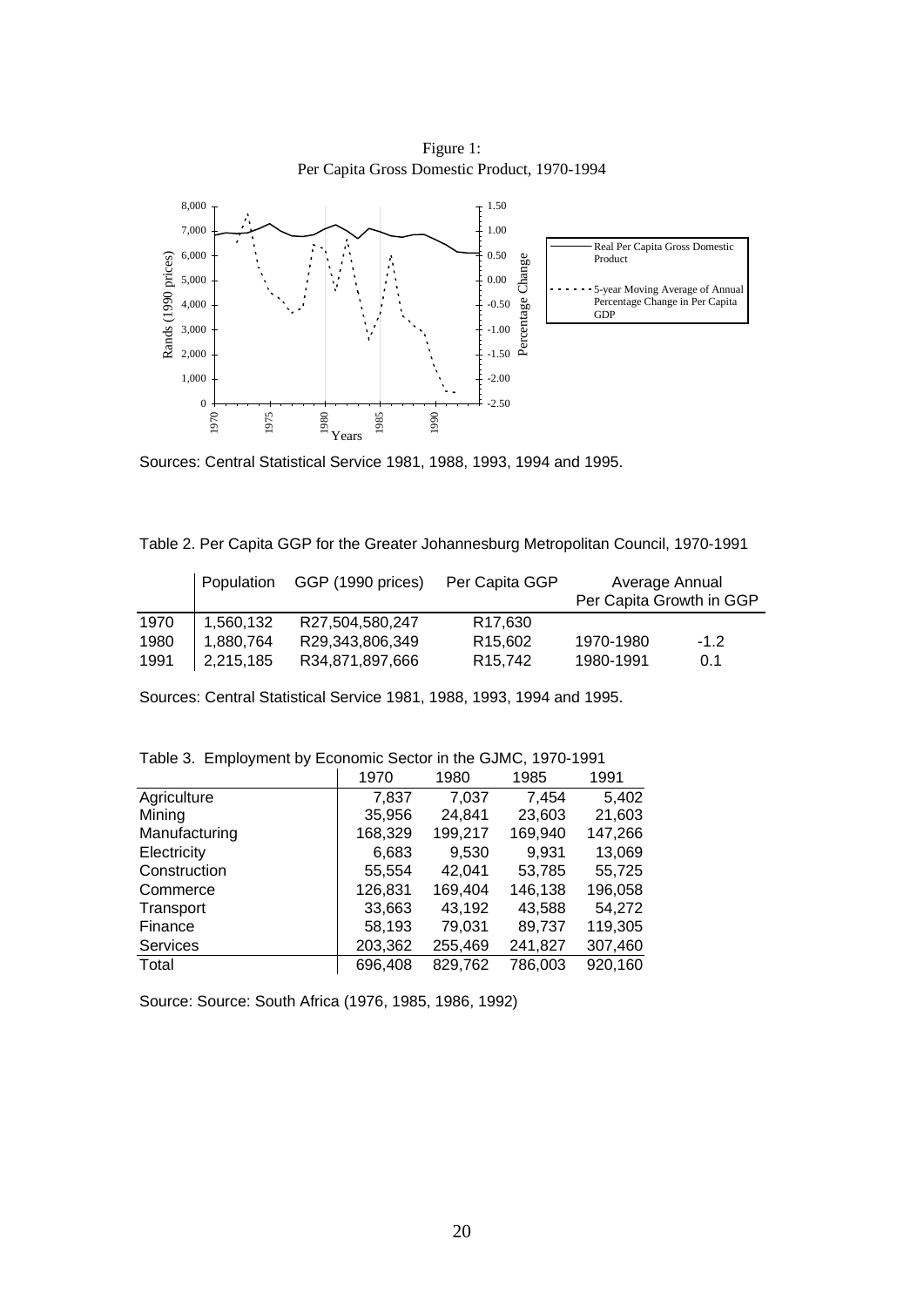Figure 1:
Per Capita Gross Domestic Product, 1970-1994

Sources: Central Statistical Service 1981, 1988, 1993, 1994 and 1995.

Table 2. Per Capita GGP for the Greater Johannesburg Metropolitan Council, 1970-1991

| | Population | GGP (1990 prices) | Per Capita GGP | Average Annual Per Capita Growth in GGP | |
|---|---|---|---|---|---|
| 1970 | 1,560,132 | R27,504,580,247 | R17,630 | | |
| 1980 | 1,880,764 | R29,343,806,349 | R15,602 | 1970-1980 | -1.2 |
| 1991 | 2,215,185 | R34,871,897,666 | R15,742 | 1980-1991 | 0.1 |

Sources: Central Statistical Service 1981, 1988, 1993, 1994 and 1995.

Table 3. Employment by Economic Sector in the GJMC, 1970-1991

| | 1970 | 1980 | 1985 | 1991 |
|---|---|---|---|---|
| Agriculture | 7,837 | 7,037 | 7,454 | 5,402 |
| Mining | 35,956 | 24,841 | 23,603 | 21,603 |
| Manufacturing | 168,329 | 199,217 | 169,940 | 147,266 |
| Electricity | 6,683 | 9,530 | 9,931 | 13,069 |
| Construction | 55,554 | 42,041 | 53,785 | 55,725 |
| Commerce | 126,831 | 169,404 | 146,138 | 196,058 |
| Transport | 33,663 | 43,192 | 43,588 | 54,272 |
| Finance | 58,193 | 79,031 | 89,737 | 119,305 |
| Services | 203,362 | 255,469 | 241,827 | 307,460 |
| Total | 696,408 | 829,762 | 786,003 | 920,160 |

Source: Source: South Africa (1976, 1985, 1986, 1992)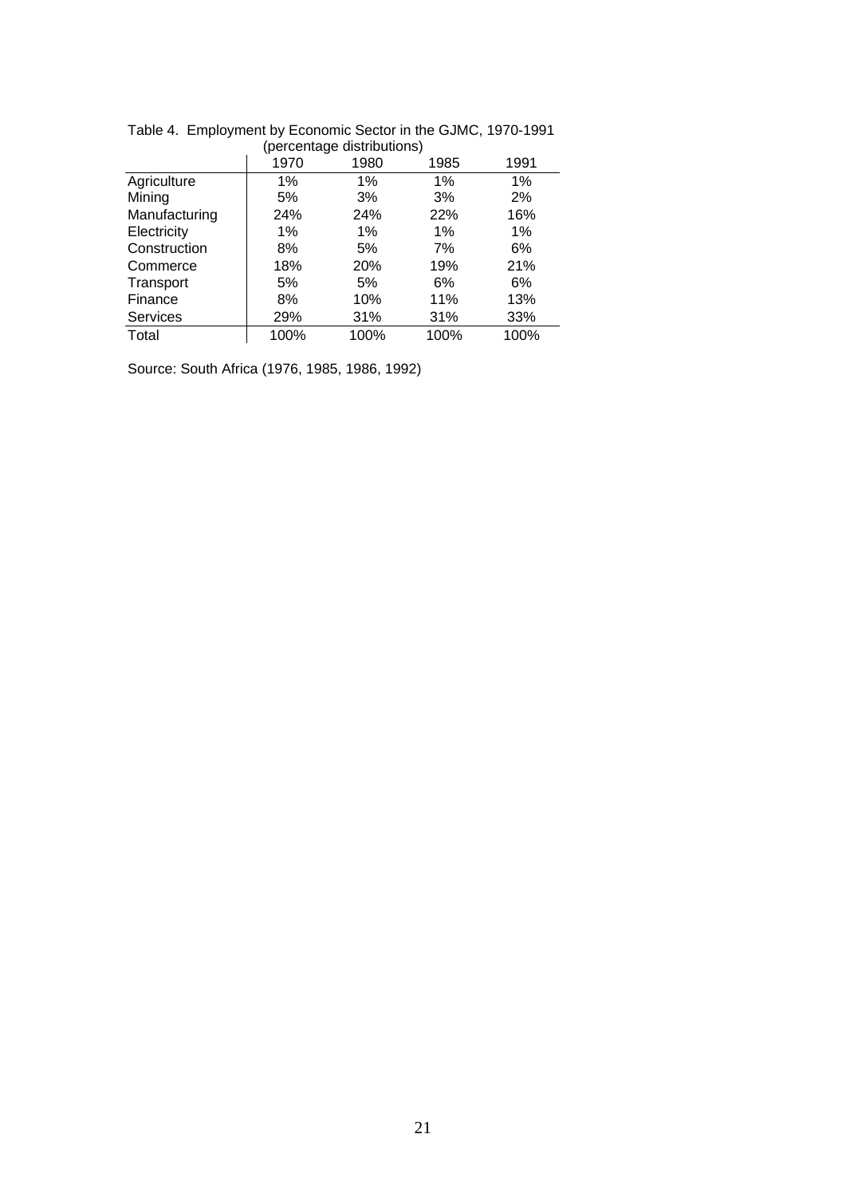Table 4. Employment by Economic Sector in the GJMC, 1970-1991 (percentage distributions)

| | 1970 | 1980 | 1985 | 1991 |
|---|---|---|---|---|
| Agriculture | 1% | 1% | 1% | 1% |
| Mining | 5% | 3% | 3% | 2% |
| Manufacturing | 24% | 24% | 22% | 16% |
| Electricity | 1% | 1% | 1% | 1% |
| Construction | 8% | 5% | 7% | 6% |
| Commerce | 18% | 20% | 19% | 21% |
| Transport | 5% | 5% | 6% | 6% |
| Finance | 8% | 10% | 11% | 13% |
| Services | 29% | 31% | 31% | 33% |
| Total | 100% | 100% | 100% | 100% |

Source: South Africa (1976, 1985, 1986, 1992)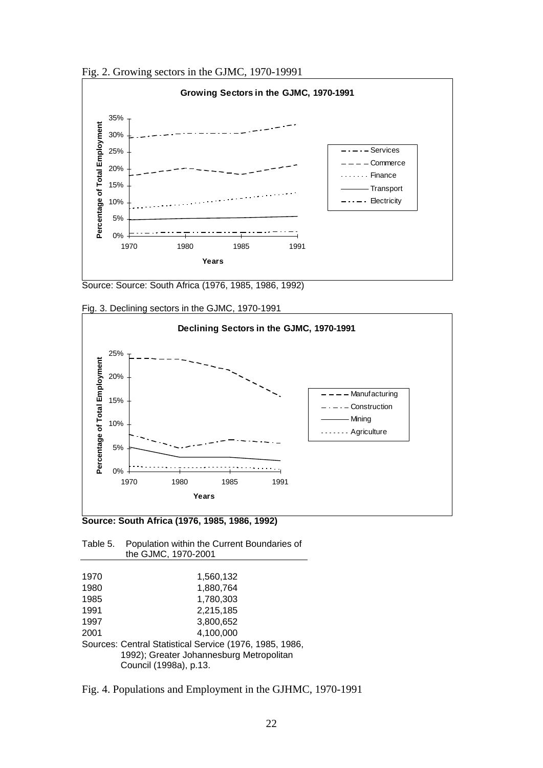Fig. 2. Growing sectors in the GJMC, 1970-19991

**Growing Sectors in the GJMC, 1970-1991**

Percentage of Total Employment

35%
30%
25%
20%
15%
10%
5%
0%

1970 1980 1985 1991

**Years**

Services
Commerce
Finance
Transport
Electricity

Source: Source: South Africa (1976, 1985, 1986, 1992)

Fig. 3. Declining sectors in the GJMC, 1970-1991

**Declining Sectors in the GJMC, 1970-1991**

Percentage of Total Employment

25%
20%
15%
10%
5%
0%

1970 1980 1985 1991

**Years**

Manufacturing
Construction
Mining
Agriculture

**Source: South Africa (1976, 1985, 1986, 1992)**

Table 5. Population within the Current Boundaries of the GJMC, 1970-2001

| Year | Population |
|---|---|
| 1970 | 1,560,132 |
| 1980 | 1,880,764 |
| 1985 | 1,780,303 |
| 1991 | 2,215,185 |
| 1997 | 3,800,652 |
| 2001 | 4,100,000 |

Sources: Central Statistical Service (1976, 1985, 1986, 1992); Greater Johannesburg Metropolitan Council (1998a), p.13.

Fig. 4. Populations and Employment in the GJHMC, 1970-1991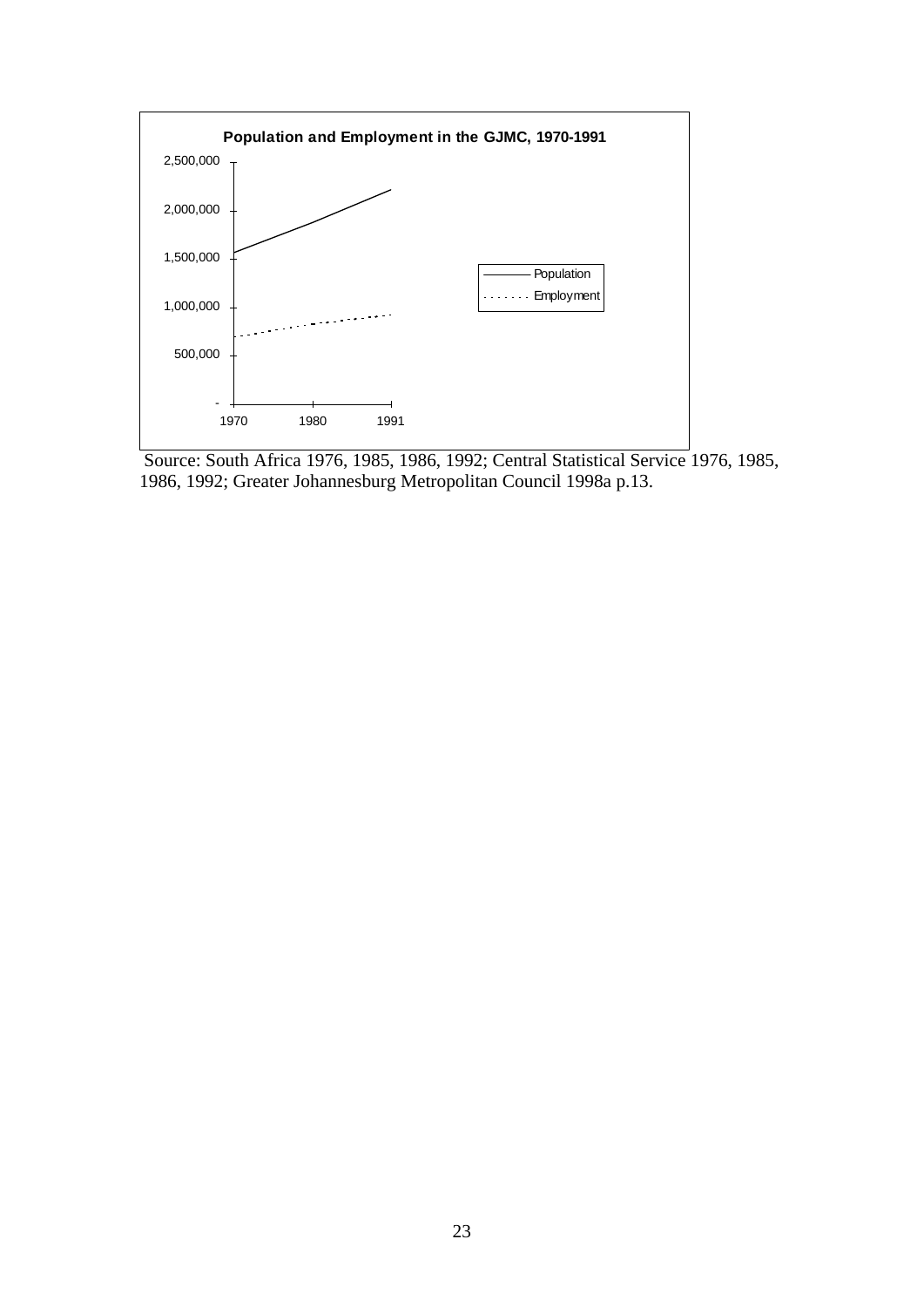**Population and Employment in the GJMC, 1970-1991**

Source: South Africa 1976, 1985, 1986, 1992; Central Statistical Service 1976, 1985, 1986, 1992; Greater Johannesburg Metropolitan Council 1998a p.13.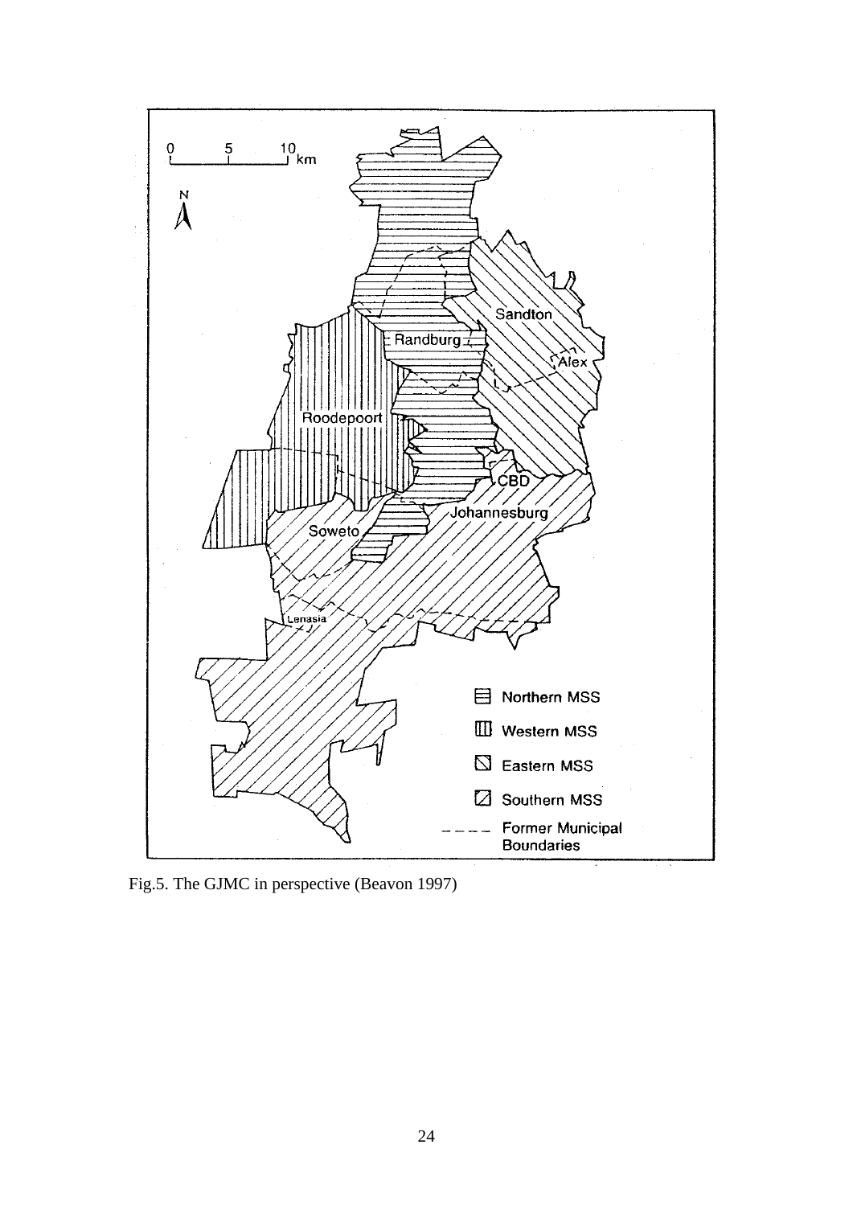Fig.5. The GJMC in perspective (Beavon 1997)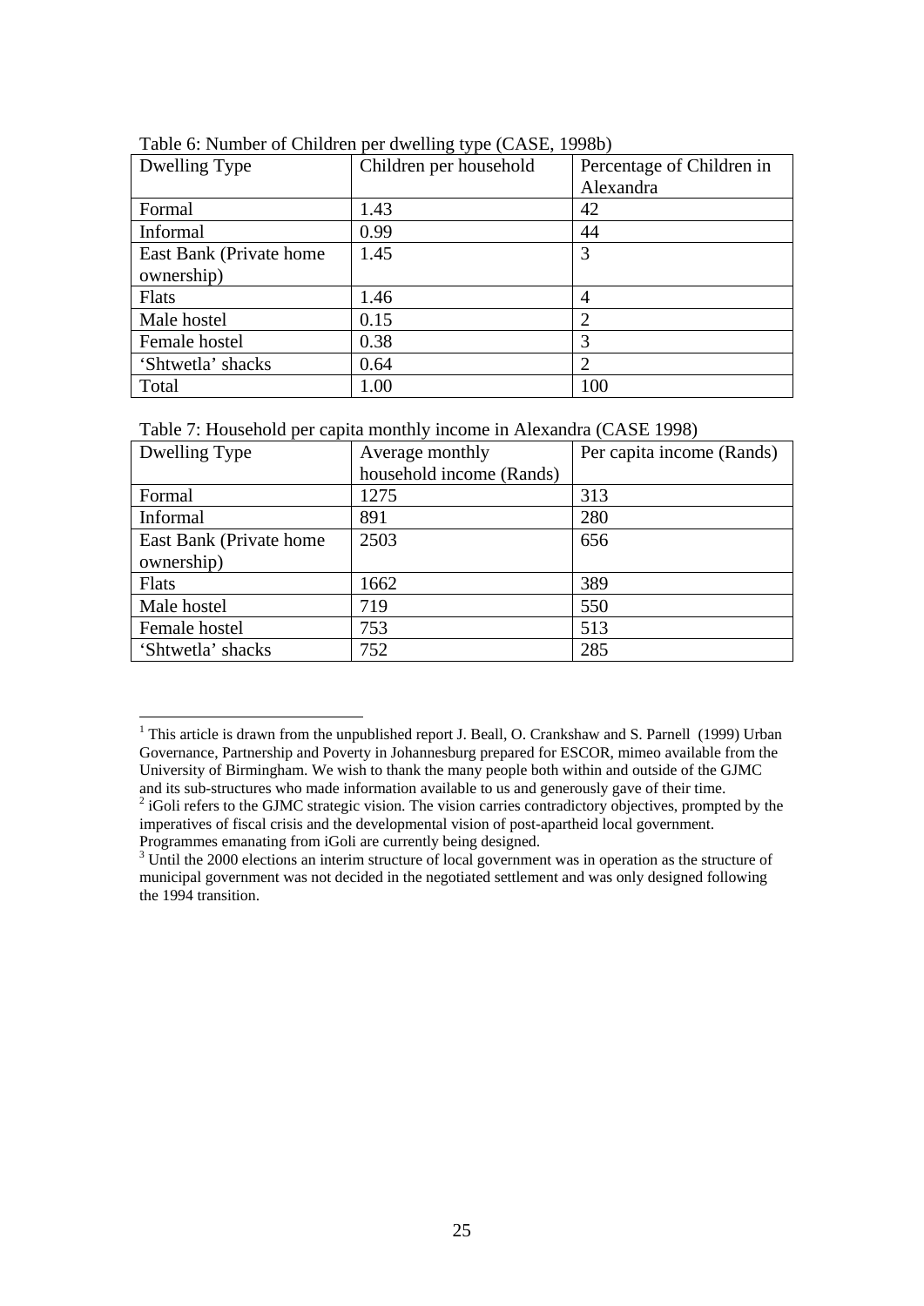Table 6: Number of Children per dwelling type (CASE, 1998b)

| Dwelling Type | Children per household | Percentage of Children in Alexandra |
|---|---|---|
| Formal | 1.43 | 42 |
| Informal | 0.99 | 44 |
| East Bank (Private home ownership) | 1.45 | 3 |
| Flats | 1.46 | 4 |
| Male hostel | 0.15 | 2 |
| Female hostel | 0.38 | 3 |
| 'Shtwetla' shacks | 0.64 | 2 |
| Total | 1.00 | 100 |

Table 7: Household per capita monthly income in Alexandra (CASE 1998)

| Dwelling Type | Average monthly household income (Rands) | Per capita income (Rands) |
|---|---|---|
| Formal | 1275 | 313 |
| Informal | 891 | 280 |
| East Bank (Private home ownership) | 2503 | 656 |
| Flats | 1662 | 389 |
| Male hostel | 719 | 550 |
| Female hostel | 753 | 513 |
| 'Shtwetla' shacks | 752 | 285 |

[1] This article is drawn from the unpublished report J. Beall, O. Crankshaw and S. Parnell (1999) Urban Governance, Partnership and Poverty in Johannesburg prepared for ESCOR, mimeo available from the University of Birmingham. We wish to thank the many people both within and outside of the GJMC and its sub-structures who made information available to us and generously gave of their time.

[2] iGoli refers to the GJMC strategic vision. The vision carries contradictory objectives, prompted by the imperatives of fiscal crisis and the developmental vision of post-apartheid local government. Programmes emanating from iGoli are currently being designed.

[3] Until the 2000 elections an interim structure of local government was in operation as the structure of municipal government was not decided in the negotiated settlement and was only designed following the 1994 transition.